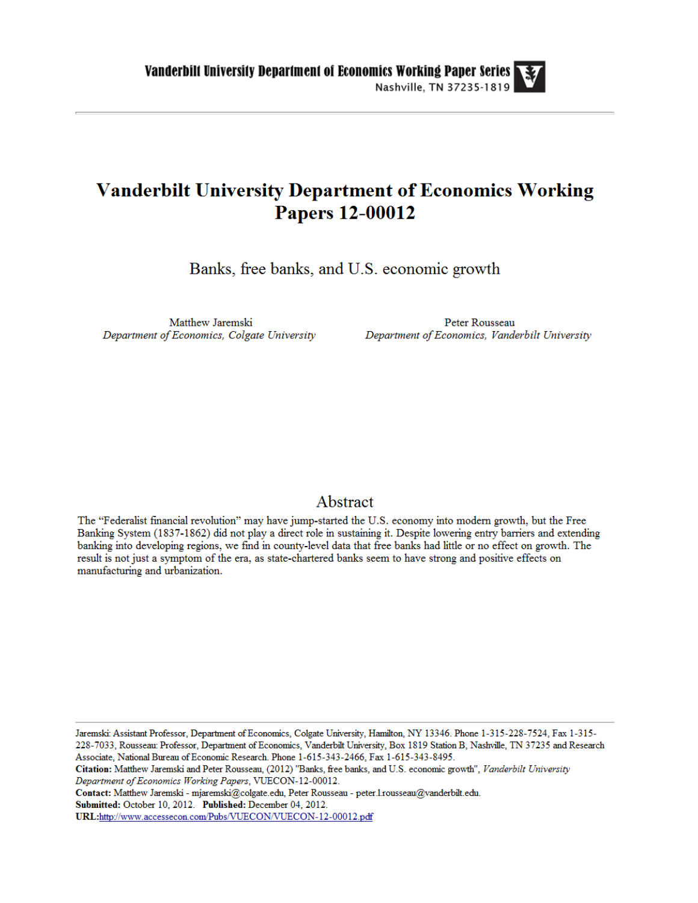**Vanderbilt University Department of Economics Working Paper Series**
Nashville, TN 37235-1819

# Vanderbilt University Department of Economics Working Papers 12-00012

## Banks, free banks, and U.S. economic growth

Matthew Jaremski
*Department of Economics, Colgate University*

Peter Rousseau
*Department of Economics, Vanderbilt University*

## Abstract

The "Federalist financial revolution" may have jump-started the U.S. economy into modern growth, but the Free Banking System (1837-1862) did not play a direct role in sustaining it. Despite lowering entry barriers and extending banking into developing regions, we find in county-level data that free banks had little or no effect on growth. The result is not just a symptom of the era, as state-chartered banks seem to have strong and positive effects on manufacturing and urbanization.

---

Jaremski: Assistant Professor, Department of Economics, Colgate University, Hamilton, NY 13346. Phone 1-315-228-7524, Fax 1-315-228-7033, Rousseau: Professor, Department of Economics, Vanderbilt University, Box 1819 Station B, Nashville, TN 37235 and Research Associate, National Bureau of Economic Research. Phone 1-615-343-2466, Fax 1-615-343-8495.

**Citation:** Matthew Jaremski and Peter Rousseau, (2012) "Banks, free banks, and U.S. economic growth", *Vanderbilt University Department of Economics Working Papers*, VUECON-12-00012.

**Contact:** Matthew Jaremski - mjaremski@colgate.edu, Peter Rousseau - peter.l.rousseau@vanderbilt.edu.

**Submitted:** October 10, 2012. **Published:** December 04, 2012.

**URL:** http://www.accessecon.com/Pubs/VUECON/VUECON-12-00012.pdf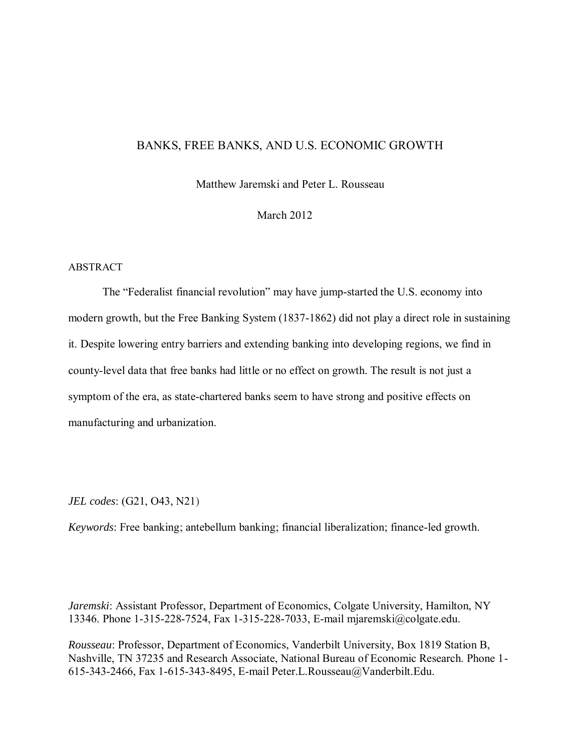# BANKS, FREE BANKS, AND U.S. ECONOMIC GROWTH

Matthew Jaremski and Peter L. Rousseau

March 2012

ABSTRACT

The "Federalist financial revolution" may have jump-started the U.S. economy into modern growth, but the Free Banking System (1837-1862) did not play a direct role in sustaining it. Despite lowering entry barriers and extending banking into developing regions, we find in county-level data that free banks had little or no effect on growth. The result is not just a symptom of the era, as state-chartered banks seem to have strong and positive effects on manufacturing and urbanization.

*JEL codes*: (G21, O43, N21)

*Keywords*: Free banking; antebellum banking; financial liberalization; finance-led growth.

*Jaremski*: Assistant Professor, Department of Economics, Colgate University, Hamilton, NY 13346. Phone 1-315-228-7524, Fax 1-315-228-7033, E-mail mjaremski@colgate.edu.

*Rousseau*: Professor, Department of Economics, Vanderbilt University, Box 1819 Station B, Nashville, TN 37235 and Research Associate, National Bureau of Economic Research. Phone 1-615-343-2466, Fax 1-615-343-8495, E-mail Peter.L.Rousseau@Vanderbilt.Edu.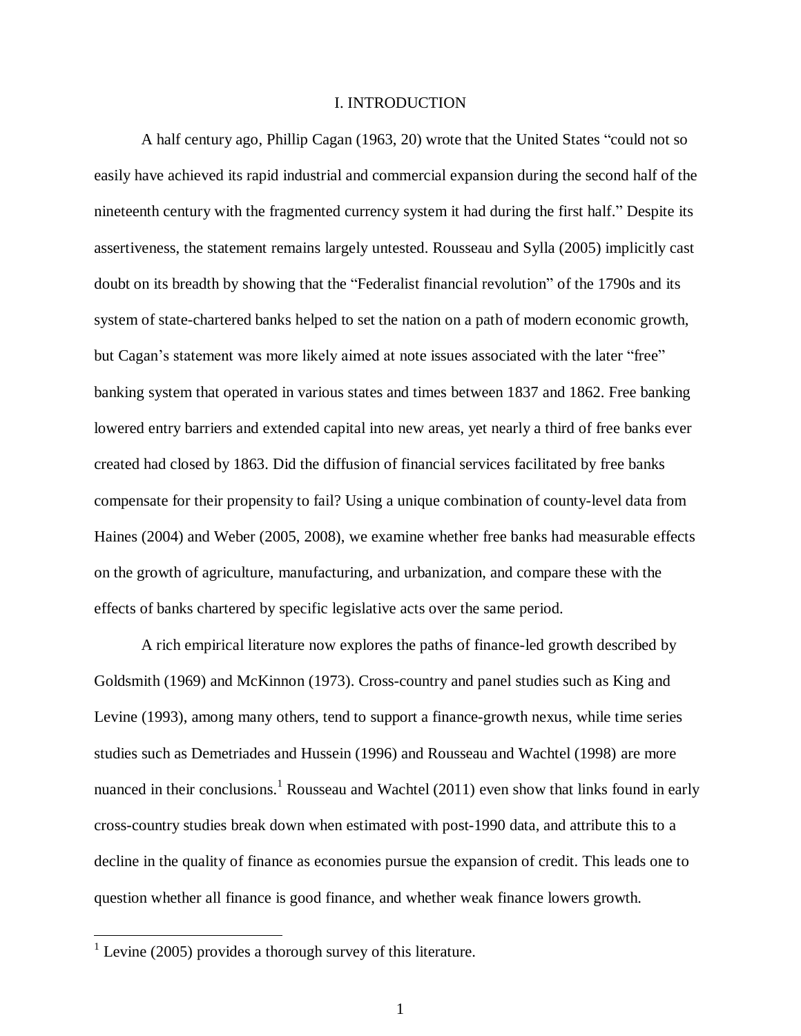# I. INTRODUCTION

A half century ago, Phillip Cagan (1963, 20) wrote that the United States "could not so easily have achieved its rapid industrial and commercial expansion during the second half of the nineteenth century with the fragmented currency system it had during the first half." Despite its assertiveness, the statement remains largely untested. Rousseau and Sylla (2005) implicitly cast doubt on its breadth by showing that the "Federalist financial revolution" of the 1790s and its system of state-chartered banks helped to set the nation on a path of modern economic growth, but Cagan's statement was more likely aimed at note issues associated with the later "free" banking system that operated in various states and times between 1837 and 1862. Free banking lowered entry barriers and extended capital into new areas, yet nearly a third of free banks ever created had closed by 1863. Did the diffusion of financial services facilitated by free banks compensate for their propensity to fail? Using a unique combination of county-level data from Haines (2004) and Weber (2005, 2008), we examine whether free banks had measurable effects on the growth of agriculture, manufacturing, and urbanization, and compare these with the effects of banks chartered by specific legislative acts over the same period.

A rich empirical literature now explores the paths of finance-led growth described by Goldsmith (1969) and McKinnon (1973). Cross-country and panel studies such as King and Levine (1993), among many others, tend to support a finance-growth nexus, while time series studies such as Demetriades and Hussein (1996) and Rousseau and Wachtel (1998) are more nuanced in their conclusions.[1] Rousseau and Wachtel (2011) even show that links found in early cross-country studies break down when estimated with post-1990 data, and attribute this to a decline in the quality of finance as economies pursue the expansion of credit. This leads one to question whether all finance is good finance, and whether weak finance lowers growth.

[1] Levine (2005) provides a thorough survey of this literature.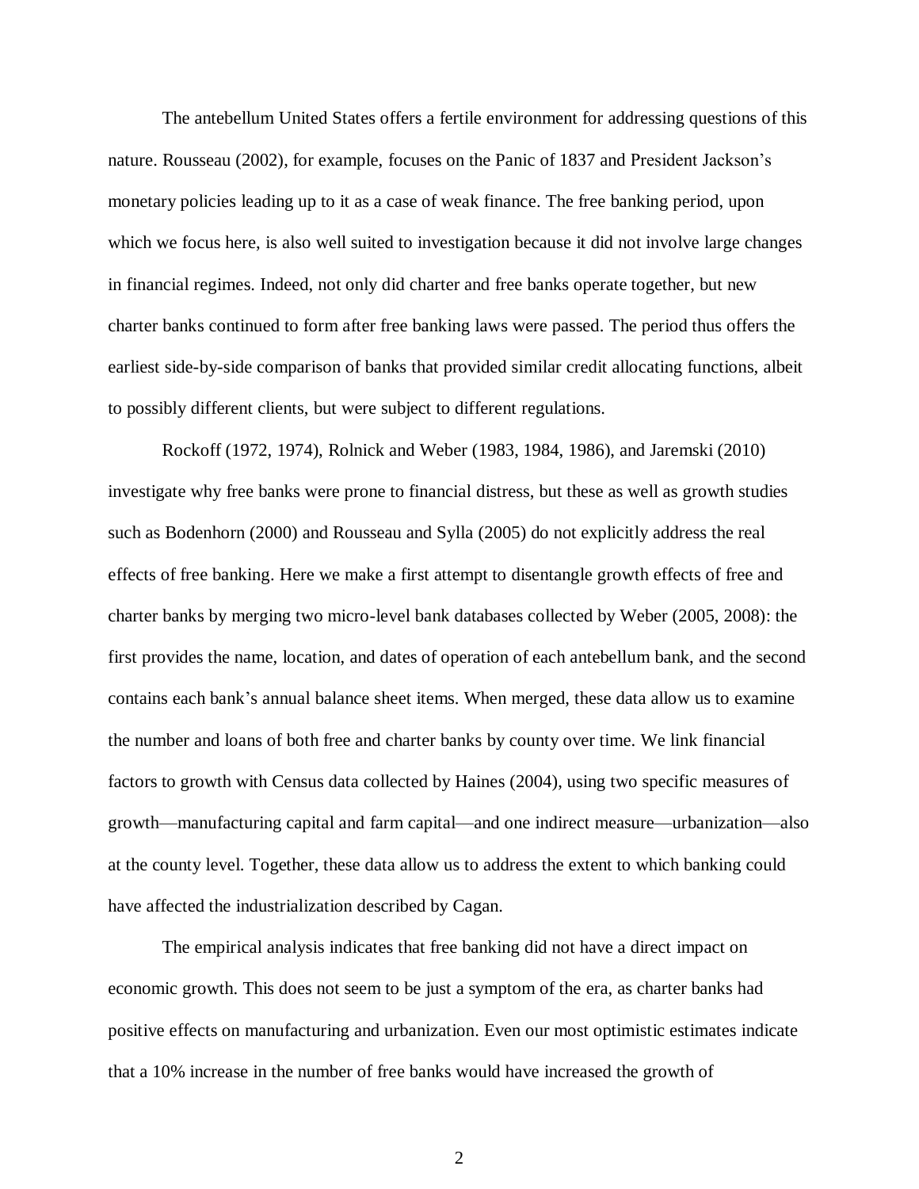The antebellum United States offers a fertile environment for addressing questions of this nature. Rousseau (2002), for example, focuses on the Panic of 1837 and President Jackson's monetary policies leading up to it as a case of weak finance. The free banking period, upon which we focus here, is also well suited to investigation because it did not involve large changes in financial regimes. Indeed, not only did charter and free banks operate together, but new charter banks continued to form after free banking laws were passed. The period thus offers the earliest side-by-side comparison of banks that provided similar credit allocating functions, albeit to possibly different clients, but were subject to different regulations.

Rockoff (1972, 1974), Rolnick and Weber (1983, 1984, 1986), and Jaremski (2010) investigate why free banks were prone to financial distress, but these as well as growth studies such as Bodenhorn (2000) and Rousseau and Sylla (2005) do not explicitly address the real effects of free banking. Here we make a first attempt to disentangle growth effects of free and charter banks by merging two micro-level bank databases collected by Weber (2005, 2008): the first provides the name, location, and dates of operation of each antebellum bank, and the second contains each bank's annual balance sheet items. When merged, these data allow us to examine the number and loans of both free and charter banks by county over time. We link financial factors to growth with Census data collected by Haines (2004), using two specific measures of growth—manufacturing capital and farm capital—and one indirect measure—urbanization—also at the county level. Together, these data allow us to address the extent to which banking could have affected the industrialization described by Cagan.

The empirical analysis indicates that free banking did not have a direct impact on economic growth. This does not seem to be just a symptom of the era, as charter banks had positive effects on manufacturing and urbanization. Even our most optimistic estimates indicate that a 10% increase in the number of free banks would have increased the growth of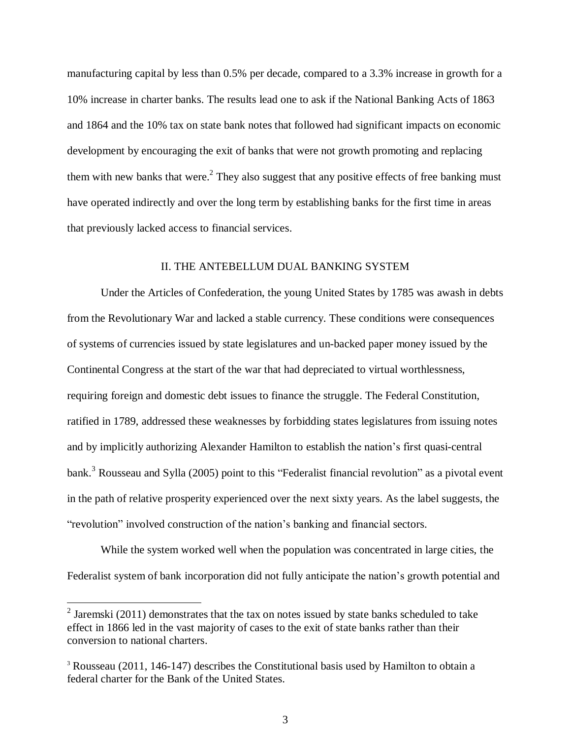manufacturing capital by less than 0.5% per decade, compared to a 3.3% increase in growth for a 10% increase in charter banks. The results lead one to ask if the National Banking Acts of 1863 and 1864 and the 10% tax on state bank notes that followed had significant impacts on economic development by encouraging the exit of banks that were not growth promoting and replacing them with new banks that were.[2] They also suggest that any positive effects of free banking must have operated indirectly and over the long term by establishing banks for the first time in areas that previously lacked access to financial services.

## II. THE ANTEBELLUM DUAL BANKING SYSTEM

Under the Articles of Confederation, the young United States by 1785 was awash in debts from the Revolutionary War and lacked a stable currency. These conditions were consequences of systems of currencies issued by state legislatures and un-backed paper money issued by the Continental Congress at the start of the war that had depreciated to virtual worthlessness, requiring foreign and domestic debt issues to finance the struggle. The Federal Constitution, ratified in 1789, addressed these weaknesses by forbidding states legislatures from issuing notes and by implicitly authorizing Alexander Hamilton to establish the nation's first quasi-central bank.[3] Rousseau and Sylla (2005) point to this "Federalist financial revolution" as a pivotal event in the path of relative prosperity experienced over the next sixty years. As the label suggests, the "revolution" involved construction of the nation's banking and financial sectors.

While the system worked well when the population was concentrated in large cities, the Federalist system of bank incorporation did not fully anticipate the nation's growth potential and

[2] Jaremski (2011) demonstrates that the tax on notes issued by state banks scheduled to take effect in 1866 led in the vast majority of cases to the exit of state banks rather than their conversion to national charters.

[3] Rousseau (2011, 146-147) describes the Constitutional basis used by Hamilton to obtain a federal charter for the Bank of the United States.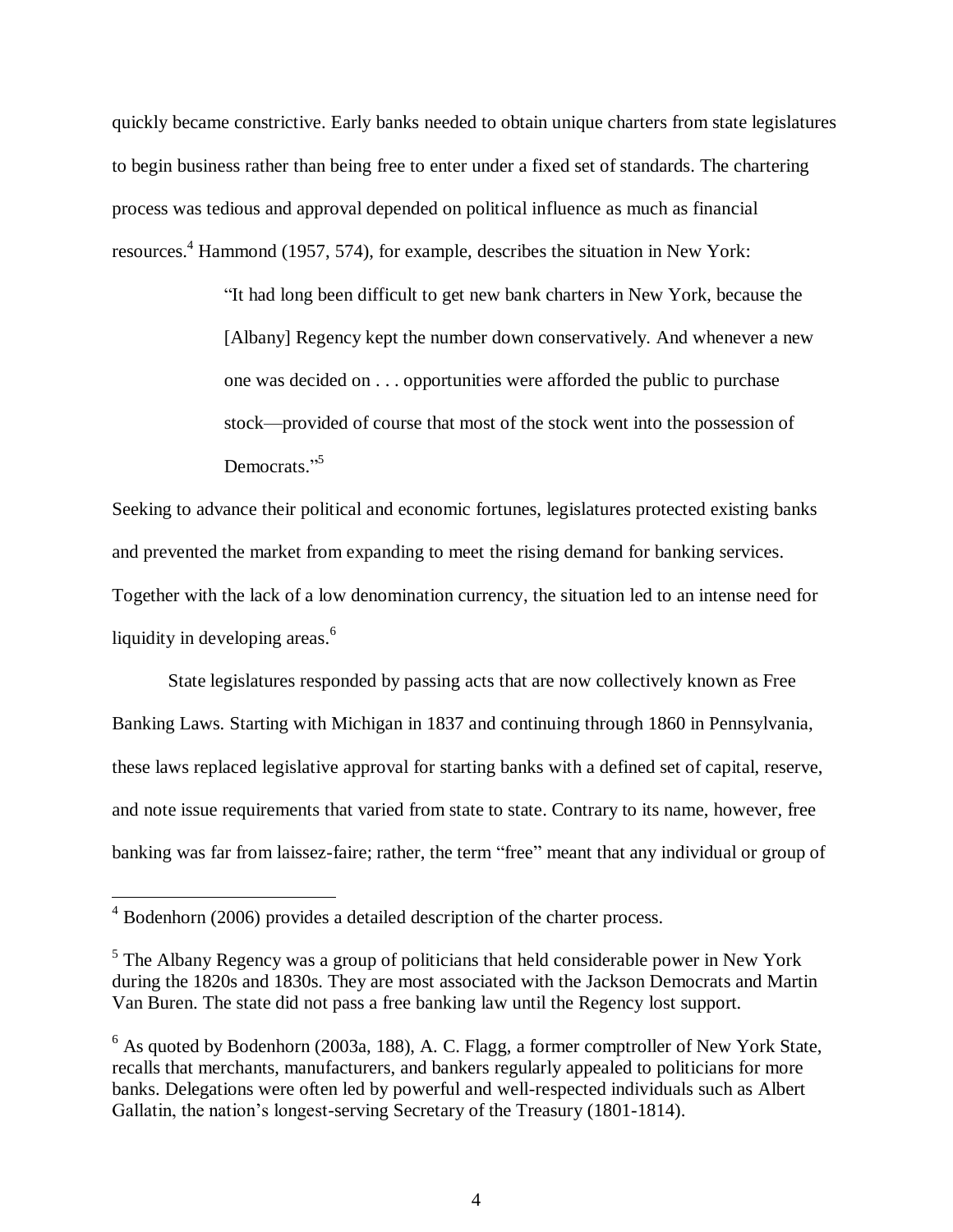quickly became constrictive. Early banks needed to obtain unique charters from state legislatures to begin business rather than being free to enter under a fixed set of standards. The chartering process was tedious and approval depended on political influence as much as financial resources.[4] Hammond (1957, 574), for example, describes the situation in New York:

> "It had long been difficult to get new bank charters in New York, because the [Albany] Regency kept the number down conservatively. And whenever a new one was decided on . . . opportunities were afforded the public to purchase stock—provided of course that most of the stock went into the possession of Democrats."[5]

Seeking to advance their political and economic fortunes, legislatures protected existing banks and prevented the market from expanding to meet the rising demand for banking services. Together with the lack of a low denomination currency, the situation led to an intense need for liquidity in developing areas.[6]

State legislatures responded by passing acts that are now collectively known as Free Banking Laws. Starting with Michigan in 1837 and continuing through 1860 in Pennsylvania, these laws replaced legislative approval for starting banks with a defined set of capital, reserve, and note issue requirements that varied from state to state. Contrary to its name, however, free banking was far from laissez-faire; rather, the term "free" meant that any individual or group of

---

[4] Bodenhorn (2006) provides a detailed description of the charter process.

[5] The Albany Regency was a group of politicians that held considerable power in New York during the 1820s and 1830s. They are most associated with the Jackson Democrats and Martin Van Buren. The state did not pass a free banking law until the Regency lost support.

[6] As quoted by Bodenhorn (2003a, 188), A. C. Flagg, a former comptroller of New York State, recalls that merchants, manufacturers, and bankers regularly appealed to politicians for more banks. Delegations were often led by powerful and well-respected individuals such as Albert Gallatin, the nation's longest-serving Secretary of the Treasury (1801-1814).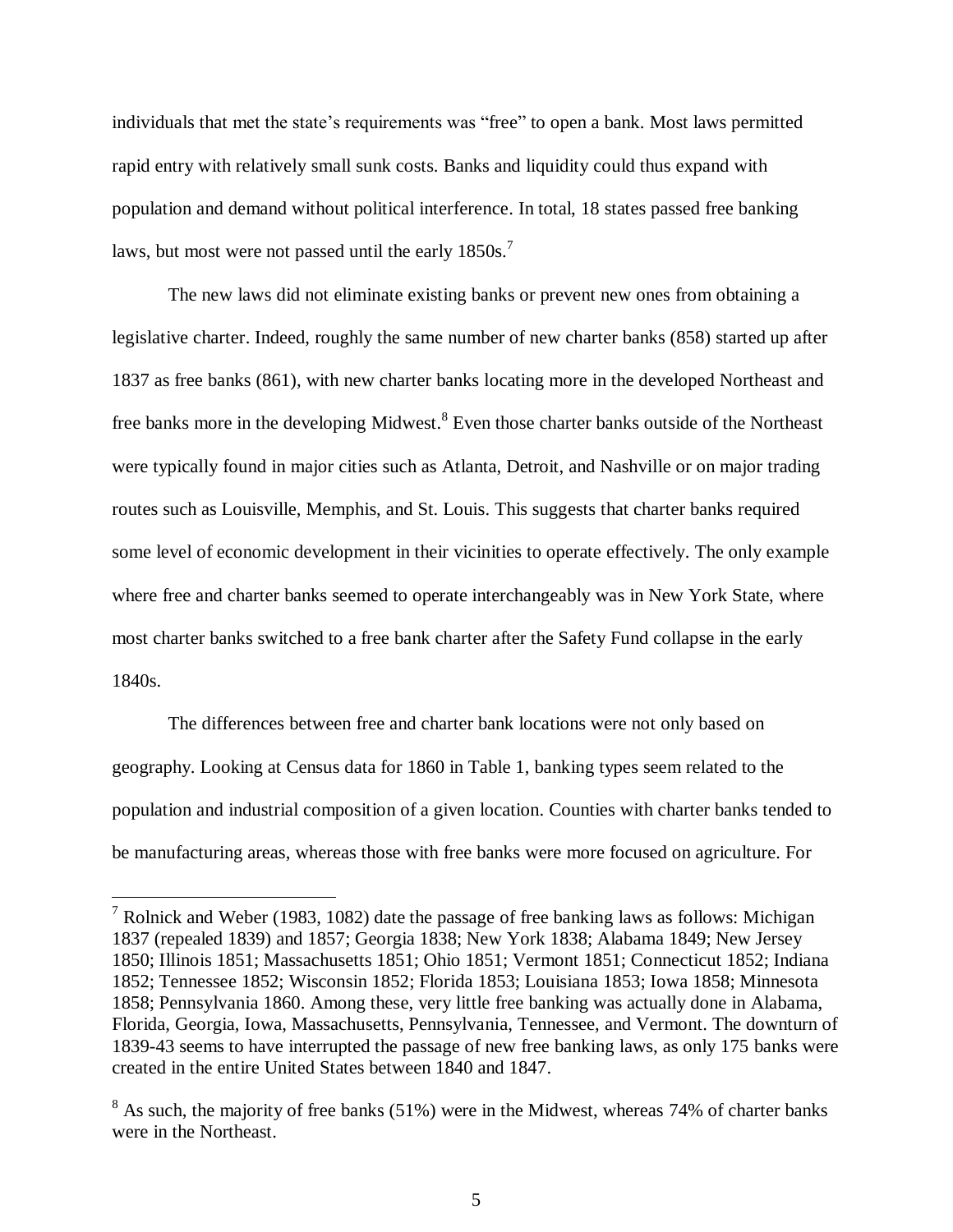individuals that met the state's requirements was "free" to open a bank. Most laws permitted rapid entry with relatively small sunk costs. Banks and liquidity could thus expand with population and demand without political interference. In total, 18 states passed free banking laws, but most were not passed until the early 1850s.[7]

The new laws did not eliminate existing banks or prevent new ones from obtaining a legislative charter. Indeed, roughly the same number of new charter banks (858) started up after 1837 as free banks (861), with new charter banks locating more in the developed Northeast and free banks more in the developing Midwest.[8] Even those charter banks outside of the Northeast were typically found in major cities such as Atlanta, Detroit, and Nashville or on major trading routes such as Louisville, Memphis, and St. Louis. This suggests that charter banks required some level of economic development in their vicinities to operate effectively. The only example where free and charter banks seemed to operate interchangeably was in New York State, where most charter banks switched to a free bank charter after the Safety Fund collapse in the early 1840s.

The differences between free and charter bank locations were not only based on geography. Looking at Census data for 1860 in Table 1, banking types seem related to the population and industrial composition of a given location. Counties with charter banks tended to be manufacturing areas, whereas those with free banks were more focused on agriculture. For

---

[7] Rolnick and Weber (1983, 1082) date the passage of free banking laws as follows: Michigan 1837 (repealed 1839) and 1857; Georgia 1838; New York 1838; Alabama 1849; New Jersey 1850; Illinois 1851; Massachusetts 1851; Ohio 1851; Vermont 1851; Connecticut 1852; Indiana 1852; Tennessee 1852; Wisconsin 1852; Florida 1853; Louisiana 1853; Iowa 1858; Minnesota 1858; Pennsylvania 1860. Among these, very little free banking was actually done in Alabama, Florida, Georgia, Iowa, Massachusetts, Pennsylvania, Tennessee, and Vermont. The downturn of 1839-43 seems to have interrupted the passage of new free banking laws, as only 175 banks were created in the entire United States between 1840 and 1847.

[8] As such, the majority of free banks (51%) were in the Midwest, whereas 74% of charter banks were in the Northeast.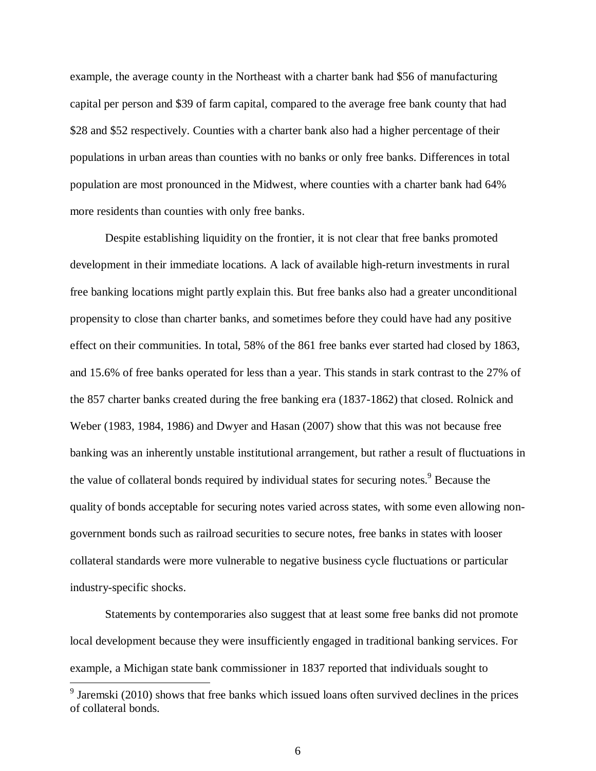example, the average county in the Northeast with a charter bank had $56 of manufacturing capital per person and $39 of farm capital, compared to the average free bank county that had $28 and $52 respectively. Counties with a charter bank also had a higher percentage of their populations in urban areas than counties with no banks or only free banks. Differences in total population are most pronounced in the Midwest, where counties with a charter bank had 64% more residents than counties with only free banks.

Despite establishing liquidity on the frontier, it is not clear that free banks promoted development in their immediate locations. A lack of available high-return investments in rural free banking locations might partly explain this. But free banks also had a greater unconditional propensity to close than charter banks, and sometimes before they could have had any positive effect on their communities. In total, 58% of the 861 free banks ever started had closed by 1863, and 15.6% of free banks operated for less than a year. This stands in stark contrast to the 27% of the 857 charter banks created during the free banking era (1837-1862) that closed. Rolnick and Weber (1983, 1984, 1986) and Dwyer and Hasan (2007) show that this was not because free banking was an inherently unstable institutional arrangement, but rather a result of fluctuations in the value of collateral bonds required by individual states for securing notes.[9] Because the quality of bonds acceptable for securing notes varied across states, with some even allowing non-government bonds such as railroad securities to secure notes, free banks in states with looser collateral standards were more vulnerable to negative business cycle fluctuations or particular industry-specific shocks.

Statements by contemporaries also suggest that at least some free banks did not promote local development because they were insufficiently engaged in traditional banking services. For example, a Michigan state bank commissioner in 1837 reported that individuals sought to

[9] Jaremski (2010) shows that free banks which issued loans often survived declines in the prices of collateral bonds.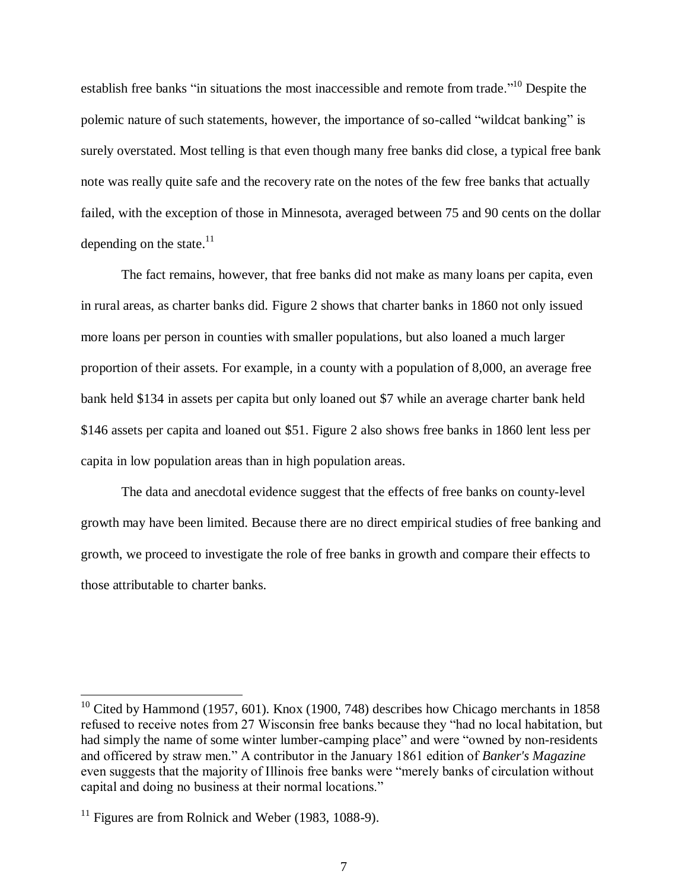establish free banks "in situations the most inaccessible and remote from trade."[10] Despite the polemic nature of such statements, however, the importance of so-called "wildcat banking" is surely overstated. Most telling is that even though many free banks did close, a typical free bank note was really quite safe and the recovery rate on the notes of the few free banks that actually failed, with the exception of those in Minnesota, averaged between 75 and 90 cents on the dollar depending on the state.[11]

The fact remains, however, that free banks did not make as many loans per capita, even in rural areas, as charter banks did. Figure 2 shows that charter banks in 1860 not only issued more loans per person in counties with smaller populations, but also loaned a much larger proportion of their assets. For example, in a county with a population of 8,000, an average free bank held $134 in assets per capita but only loaned out $7 while an average charter bank held $146 assets per capita and loaned out $51. Figure 2 also shows free banks in 1860 lent less per capita in low population areas than in high population areas.

The data and anecdotal evidence suggest that the effects of free banks on county-level growth may have been limited. Because there are no direct empirical studies of free banking and growth, we proceed to investigate the role of free banks in growth and compare their effects to those attributable to charter banks.

---

[10] Cited by Hammond (1957, 601). Knox (1900, 748) describes how Chicago merchants in 1858 refused to receive notes from 27 Wisconsin free banks because they "had no local habitation, but had simply the name of some winter lumber-camping place" and were "owned by non-residents and officered by straw men." A contributor in the January 1861 edition of *Banker's Magazine* even suggests that the majority of Illinois free banks were "merely banks of circulation without capital and doing no business at their normal locations."

[11] Figures are from Rolnick and Weber (1983, 1088-9).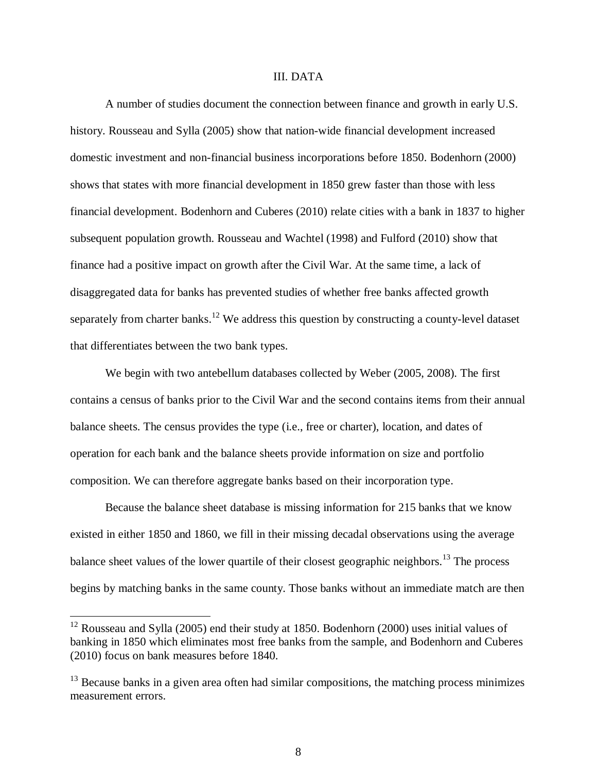## III. DATA

A number of studies document the connection between finance and growth in early U.S. history. Rousseau and Sylla (2005) show that nation-wide financial development increased domestic investment and non-financial business incorporations before 1850. Bodenhorn (2000) shows that states with more financial development in 1850 grew faster than those with less financial development. Bodenhorn and Cuberes (2010) relate cities with a bank in 1837 to higher subsequent population growth. Rousseau and Wachtel (1998) and Fulford (2010) show that finance had a positive impact on growth after the Civil War. At the same time, a lack of disaggregated data for banks has prevented studies of whether free banks affected growth separately from charter banks.[12] We address this question by constructing a county-level dataset that differentiates between the two bank types.

We begin with two antebellum databases collected by Weber (2005, 2008). The first contains a census of banks prior to the Civil War and the second contains items from their annual balance sheets. The census provides the type (i.e., free or charter), location, and dates of operation for each bank and the balance sheets provide information on size and portfolio composition. We can therefore aggregate banks based on their incorporation type.

Because the balance sheet database is missing information for 215 banks that we know existed in either 1850 and 1860, we fill in their missing decadal observations using the average balance sheet values of the lower quartile of their closest geographic neighbors.[13] The process begins by matching banks in the same county. Those banks without an immediate match are then

[12] Rousseau and Sylla (2005) end their study at 1850. Bodenhorn (2000) uses initial values of banking in 1850 which eliminates most free banks from the sample, and Bodenhorn and Cuberes (2010) focus on bank measures before 1840.

[13] Because banks in a given area often had similar compositions, the matching process minimizes measurement errors.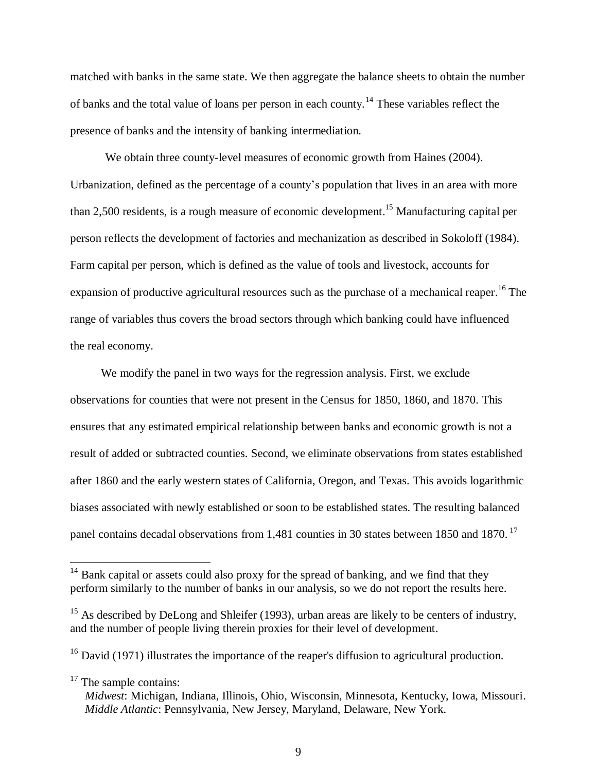matched with banks in the same state. We then aggregate the balance sheets to obtain the number of banks and the total value of loans per person in each county.[14] These variables reflect the presence of banks and the intensity of banking intermediation.

We obtain three county-level measures of economic growth from Haines (2004). Urbanization, defined as the percentage of a county's population that lives in an area with more than 2,500 residents, is a rough measure of economic development.[15] Manufacturing capital per person reflects the development of factories and mechanization as described in Sokoloff (1984). Farm capital per person, which is defined as the value of tools and livestock, accounts for expansion of productive agricultural resources such as the purchase of a mechanical reaper.[16] The range of variables thus covers the broad sectors through which banking could have influenced the real economy.

We modify the panel in two ways for the regression analysis. First, we exclude observations for counties that were not present in the Census for 1850, 1860, and 1870. This ensures that any estimated empirical relationship between banks and economic growth is not a result of added or subtracted counties. Second, we eliminate observations from states established after 1860 and the early western states of California, Oregon, and Texas. This avoids logarithmic biases associated with newly established or soon to be established states. The resulting balanced panel contains decadal observations from 1,481 counties in 30 states between 1850 and 1870.[17]

---

[14] Bank capital or assets could also proxy for the spread of banking, and we find that they perform similarly to the number of banks in our analysis, so we do not report the results here.

[15] As described by DeLong and Shleifer (1993), urban areas are likely to be centers of industry, and the number of people living therein proxies for their level of development.

[16] David (1971) illustrates the importance of the reaper's diffusion to agricultural production.

[17] The sample contains:
*Midwest*: Michigan, Indiana, Illinois, Ohio, Wisconsin, Minnesota, Kentucky, Iowa, Missouri.
*Middle Atlantic*: Pennsylvania, New Jersey, Maryland, Delaware, New York.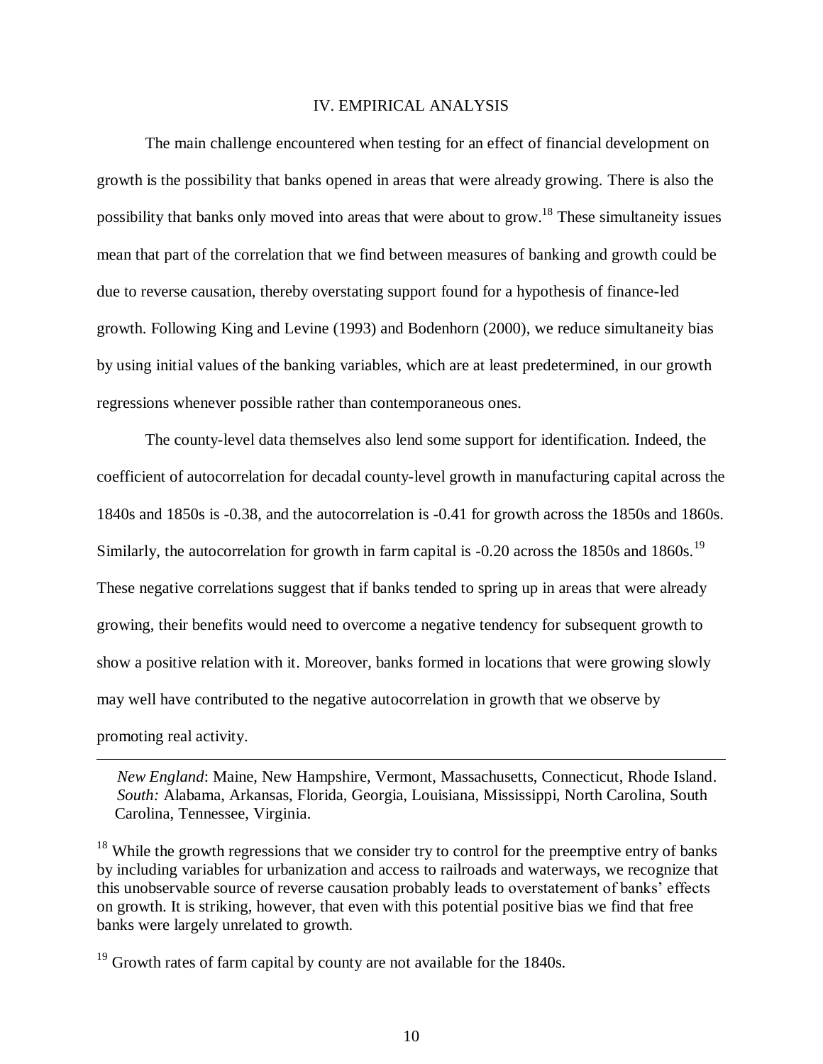## IV. EMPIRICAL ANALYSIS

The main challenge encountered when testing for an effect of financial development on growth is the possibility that banks opened in areas that were already growing. There is also the possibility that banks only moved into areas that were about to grow.[18] These simultaneity issues mean that part of the correlation that we find between measures of banking and growth could be due to reverse causation, thereby overstating support found for a hypothesis of finance-led growth. Following King and Levine (1993) and Bodenhorn (2000), we reduce simultaneity bias by using initial values of the banking variables, which are at least predetermined, in our growth regressions whenever possible rather than contemporaneous ones.

The county-level data themselves also lend some support for identification. Indeed, the coefficient of autocorrelation for decadal county-level growth in manufacturing capital across the 1840s and 1850s is -0.38, and the autocorrelation is -0.41 for growth across the 1850s and 1860s. Similarly, the autocorrelation for growth in farm capital is -0.20 across the 1850s and 1860s.[19] These negative correlations suggest that if banks tended to spring up in areas that were already growing, their benefits would need to overcome a negative tendency for subsequent growth to show a positive relation with it. Moreover, banks formed in locations that were growing slowly may well have contributed to the negative autocorrelation in growth that we observe by promoting real activity.

---

*New England*: Maine, New Hampshire, Vermont, Massachusetts, Connecticut, Rhode Island.
*South:* Alabama, Arkansas, Florida, Georgia, Louisiana, Mississippi, North Carolina, South Carolina, Tennessee, Virginia.

[18] While the growth regressions that we consider try to control for the preemptive entry of banks by including variables for urbanization and access to railroads and waterways, we recognize that this unobservable source of reverse causation probably leads to overstatement of banks' effects on growth. It is striking, however, that even with this potential positive bias we find that free banks were largely unrelated to growth.

[19] Growth rates of farm capital by county are not available for the 1840s.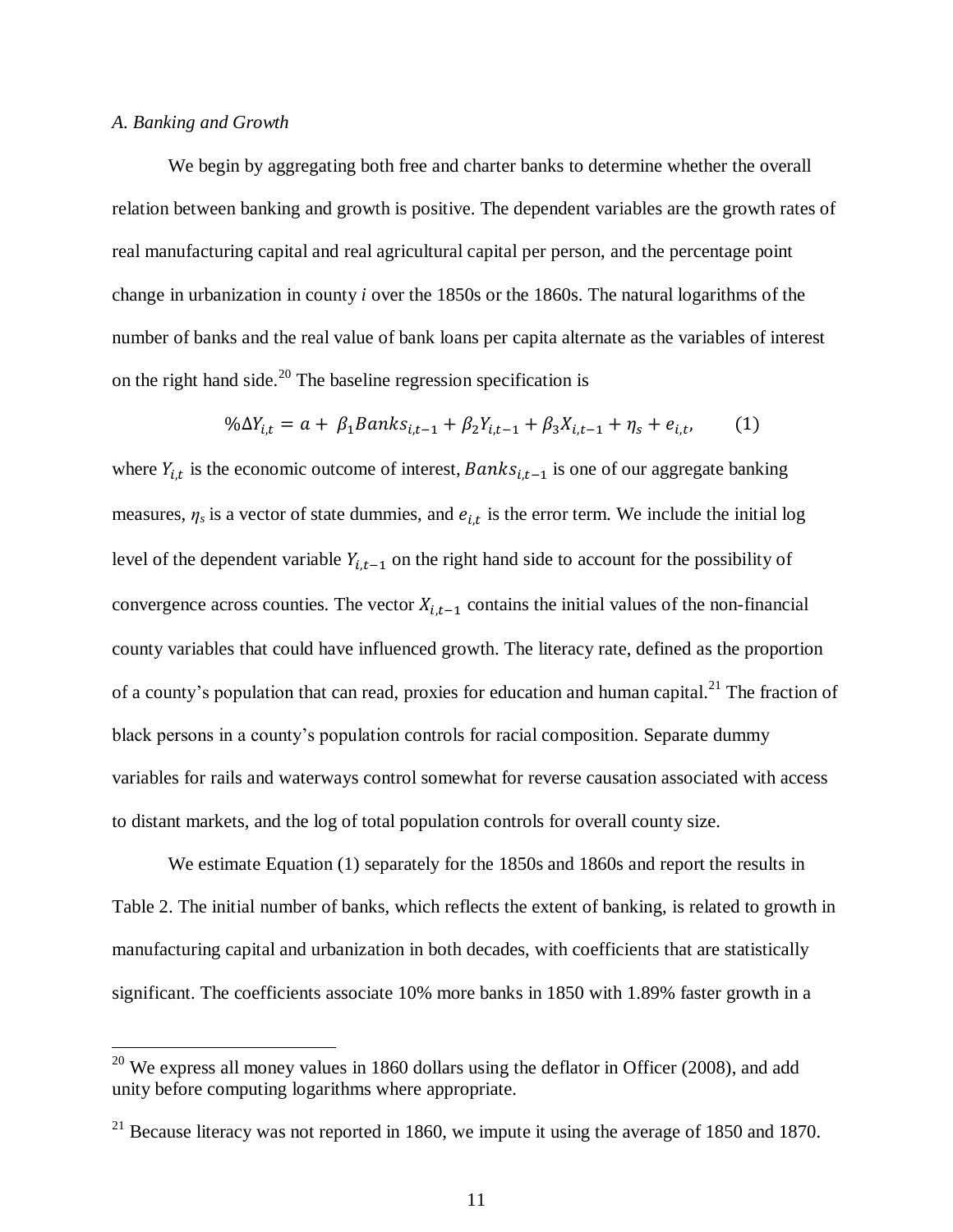*A. Banking and Growth*

We begin by aggregating both free and charter banks to determine whether the overall relation between banking and growth is positive. The dependent variables are the growth rates of real manufacturing capital and real agricultural capital per person, and the percentage point change in urbanization in county *i* over the 1850s or the 1860s. The natural logarithms of the number of banks and the real value of bank loans per capita alternate as the variables of interest on the right hand side.[20] The baseline regression specification is

$$\%\Delta Y_{i,t} = a + \beta_1 Banks_{i,t-1} + \beta_2 Y_{i,t-1} + \beta_3 X_{i,t-1} + \eta_s + e_{i,t}, \qquad (1)$$

where $Y_{i,t}$ is the economic outcome of interest, $Banks_{i,t-1}$ is one of our aggregate banking measures, $\eta_s$ is a vector of state dummies, and $e_{i,t}$ is the error term. We include the initial log level of the dependent variable $Y_{i,t-1}$ on the right hand side to account for the possibility of convergence across counties. The vector $X_{i,t-1}$ contains the initial values of the non-financial county variables that could have influenced growth. The literacy rate, defined as the proportion of a county's population that can read, proxies for education and human capital.[21] The fraction of black persons in a county's population controls for racial composition. Separate dummy variables for rails and waterways control somewhat for reverse causation associated with access to distant markets, and the log of total population controls for overall county size.

We estimate Equation (1) separately for the 1850s and 1860s and report the results in Table 2. The initial number of banks, which reflects the extent of banking, is related to growth in manufacturing capital and urbanization in both decades, with coefficients that are statistically significant. The coefficients associate 10% more banks in 1850 with 1.89% faster growth in a

[20] We express all money values in 1860 dollars using the deflator in Officer (2008), and add unity before computing logarithms where appropriate.

[21] Because literacy was not reported in 1860, we impute it using the average of 1850 and 1870.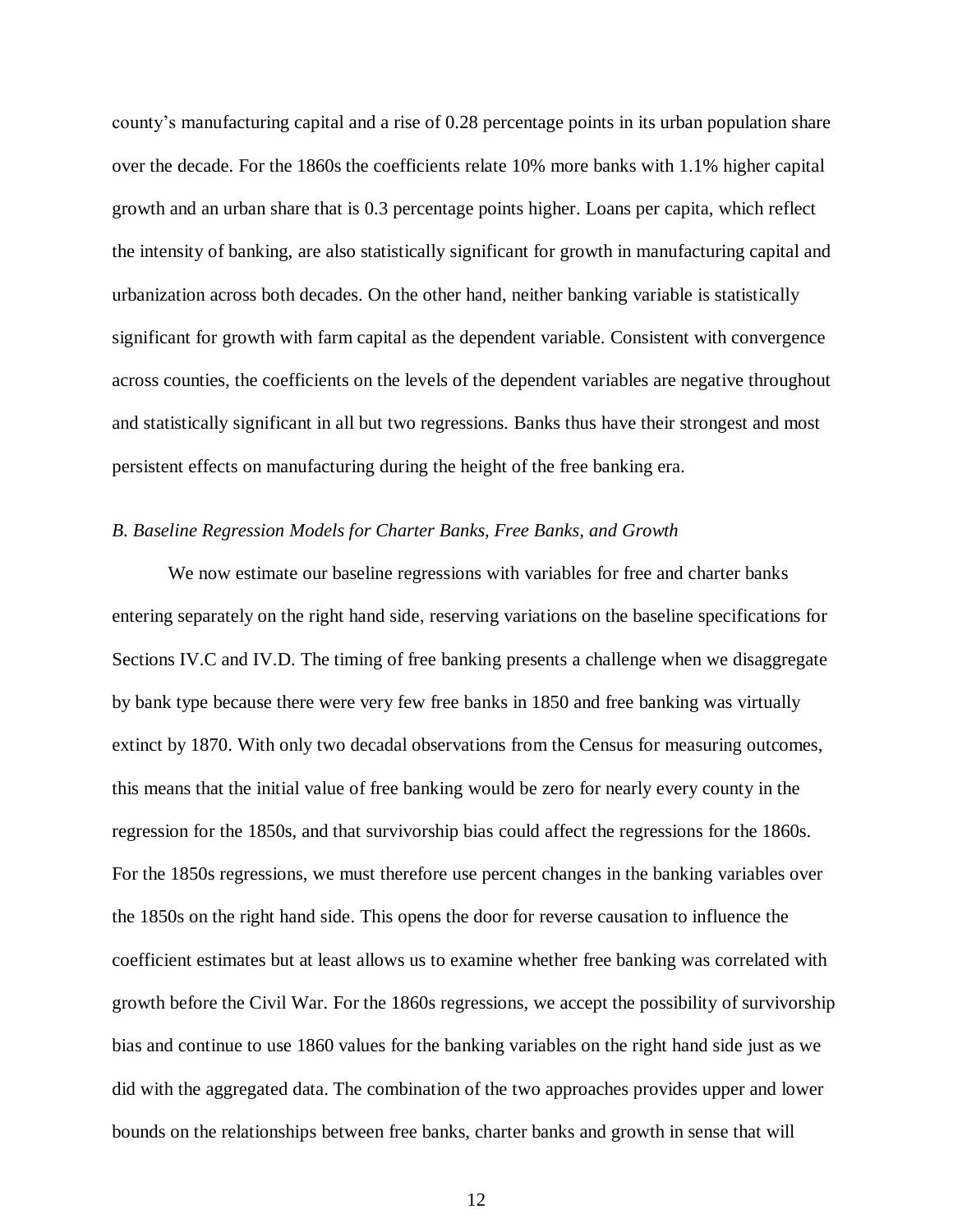county's manufacturing capital and a rise of 0.28 percentage points in its urban population share over the decade. For the 1860s the coefficients relate 10% more banks with 1.1% higher capital growth and an urban share that is 0.3 percentage points higher. Loans per capita, which reflect the intensity of banking, are also statistically significant for growth in manufacturing capital and urbanization across both decades. On the other hand, neither banking variable is statistically significant for growth with farm capital as the dependent variable. Consistent with convergence across counties, the coefficients on the levels of the dependent variables are negative throughout and statistically significant in all but two regressions. Banks thus have their strongest and most persistent effects on manufacturing during the height of the free banking era.

### *B. Baseline Regression Models for Charter Banks, Free Banks, and Growth*

We now estimate our baseline regressions with variables for free and charter banks entering separately on the right hand side, reserving variations on the baseline specifications for Sections IV.C and IV.D. The timing of free banking presents a challenge when we disaggregate by bank type because there were very few free banks in 1850 and free banking was virtually extinct by 1870. With only two decadal observations from the Census for measuring outcomes, this means that the initial value of free banking would be zero for nearly every county in the regression for the 1850s, and that survivorship bias could affect the regressions for the 1860s. For the 1850s regressions, we must therefore use percent changes in the banking variables over the 1850s on the right hand side. This opens the door for reverse causation to influence the coefficient estimates but at least allows us to examine whether free banking was correlated with growth before the Civil War. For the 1860s regressions, we accept the possibility of survivorship bias and continue to use 1860 values for the banking variables on the right hand side just as we did with the aggregated data. The combination of the two approaches provides upper and lower bounds on the relationships between free banks, charter banks and growth in sense that will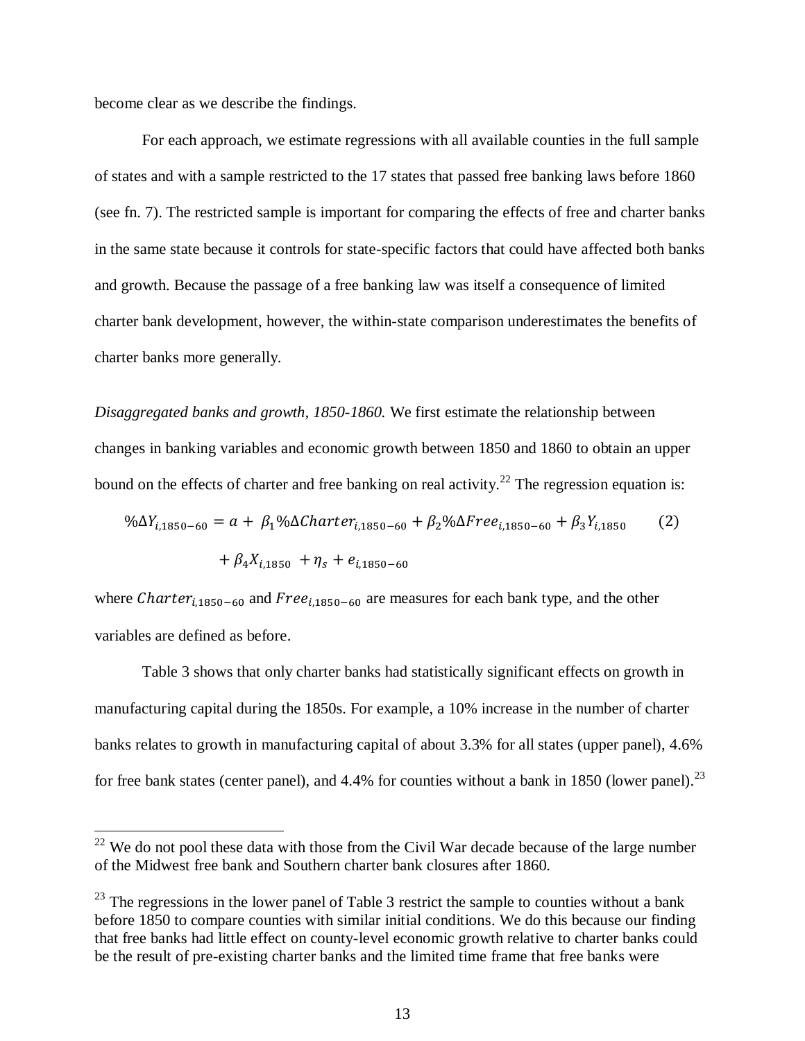become clear as we describe the findings.

For each approach, we estimate regressions with all available counties in the full sample of states and with a sample restricted to the 17 states that passed free banking laws before 1860 (see fn. 7). The restricted sample is important for comparing the effects of free and charter banks in the same state because it controls for state-specific factors that could have affected both banks and growth. Because the passage of a free banking law was itself a consequence of limited charter bank development, however, the within-state comparison underestimates the benefits of charter banks more generally.

*Disaggregated banks and growth, 1850-1860.* We first estimate the relationship between changes in banking variables and economic growth between 1850 and 1860 to obtain an upper bound on the effects of charter and free banking on real activity.[22] The regression equation is:

$$\%\Delta Y_{i,1850-60} = a + \beta_1 \%\Delta Charter_{i,1850-60} + \beta_2 \%\Delta Free_{i,1850-60} + \beta_3 Y_{i,1850} + \beta_4 X_{i,1850} + \eta_s + e_{i,1850-60} \quad (2)$$

where $Charter_{i,1850-60}$ and $Free_{i,1850-60}$ are measures for each bank type, and the other variables are defined as before.

Table 3 shows that only charter banks had statistically significant effects on growth in manufacturing capital during the 1850s. For example, a 10% increase in the number of charter banks relates to growth in manufacturing capital of about 3.3% for all states (upper panel), 4.6% for free bank states (center panel), and 4.4% for counties without a bank in 1850 (lower panel).[23]

[22] We do not pool these data with those from the Civil War decade because of the large number of the Midwest free bank and Southern charter bank closures after 1860.

[23] The regressions in the lower panel of Table 3 restrict the sample to counties without a bank before 1850 to compare counties with similar initial conditions. We do this because our finding that free banks had little effect on county-level economic growth relative to charter banks could be the result of pre-existing charter banks and the limited time frame that free banks were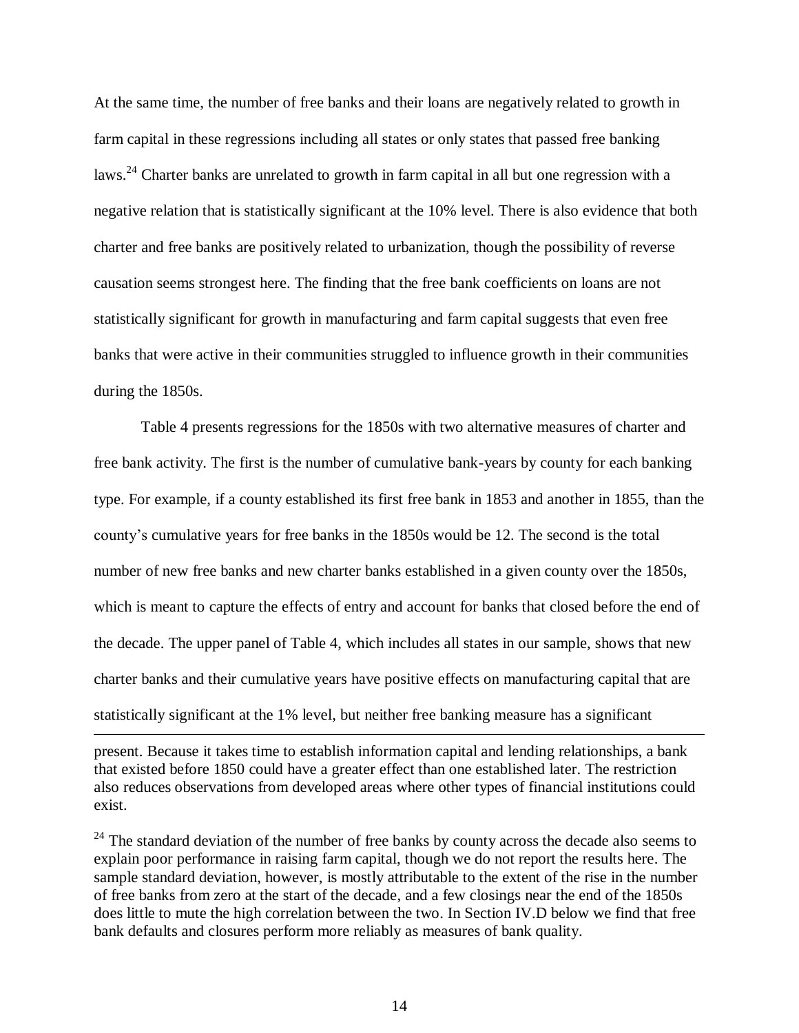At the same time, the number of free banks and their loans are negatively related to growth in farm capital in these regressions including all states or only states that passed free banking laws.[24] Charter banks are unrelated to growth in farm capital in all but one regression with a negative relation that is statistically significant at the 10% level. There is also evidence that both charter and free banks are positively related to urbanization, though the possibility of reverse causation seems strongest here. The finding that the free bank coefficients on loans are not statistically significant for growth in manufacturing and farm capital suggests that even free banks that were active in their communities struggled to influence growth in their communities during the 1850s.

Table 4 presents regressions for the 1850s with two alternative measures of charter and free bank activity. The first is the number of cumulative bank-years by county for each banking type. For example, if a county established its first free bank in 1853 and another in 1855, than the county's cumulative years for free banks in the 1850s would be 12. The second is the total number of new free banks and new charter banks established in a given county over the 1850s, which is meant to capture the effects of entry and account for banks that closed before the end of the decade. The upper panel of Table 4, which includes all states in our sample, shows that new charter banks and their cumulative years have positive effects on manufacturing capital that are statistically significant at the 1% level, but neither free banking measure has a significant

---

present. Because it takes time to establish information capital and lending relationships, a bank that existed before 1850 could have a greater effect than one established later. The restriction also reduces observations from developed areas where other types of financial institutions could exist.

[24] The standard deviation of the number of free banks by county across the decade also seems to explain poor performance in raising farm capital, though we do not report the results here. The sample standard deviation, however, is mostly attributable to the extent of the rise in the number of free banks from zero at the start of the decade, and a few closings near the end of the 1850s does little to mute the high correlation between the two. In Section IV.D below we find that free bank defaults and closures perform more reliably as measures of bank quality.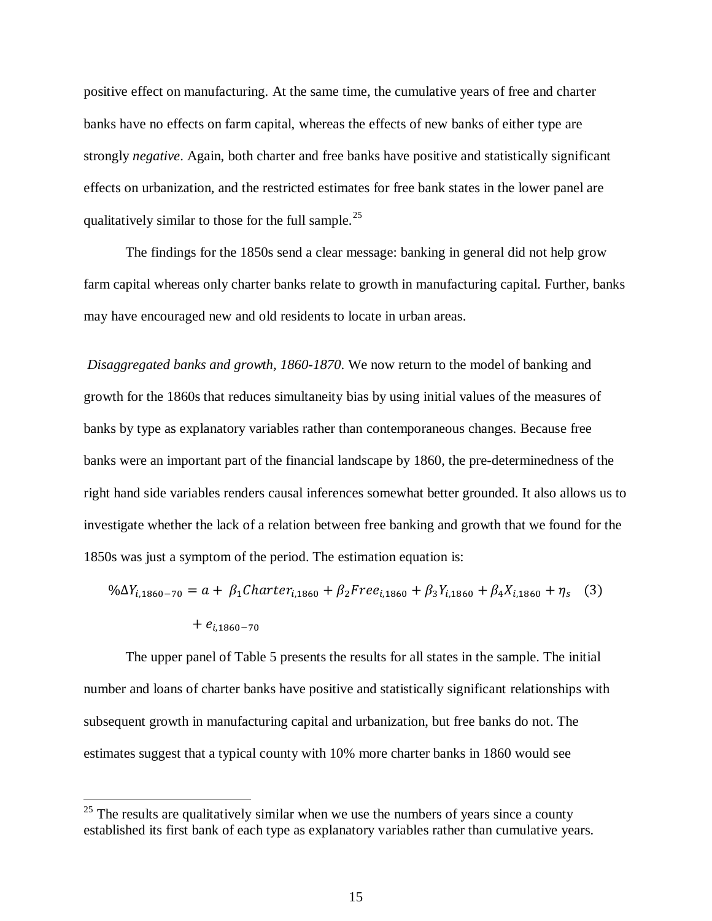positive effect on manufacturing. At the same time, the cumulative years of free and charter banks have no effects on farm capital, whereas the effects of new banks of either type are strongly *negative*. Again, both charter and free banks have positive and statistically significant effects on urbanization, and the restricted estimates for free bank states in the lower panel are qualitatively similar to those for the full sample.[25]

The findings for the 1850s send a clear message: banking in general did not help grow farm capital whereas only charter banks relate to growth in manufacturing capital. Further, banks may have encouraged new and old residents to locate in urban areas.

*Disaggregated banks and growth, 1860-1870*. We now return to the model of banking and growth for the 1860s that reduces simultaneity bias by using initial values of the measures of banks by type as explanatory variables rather than contemporaneous changes. Because free banks were an important part of the financial landscape by 1860, the pre-determinedness of the right hand side variables renders causal inferences somewhat better grounded. It also allows us to investigate whether the lack of a relation between free banking and growth that we found for the 1850s was just a symptom of the period. The estimation equation is:

$$\%\Delta Y_{i,1860-70} = a + \beta_1 Charter_{i,1860} + \beta_2 Free_{i,1860} + \beta_3 Y_{i,1860} + \beta_4 X_{i,1860} + \eta_s + e_{i,1860-70} \quad (3)$$

The upper panel of Table 5 presents the results for all states in the sample. The initial number and loans of charter banks have positive and statistically significant relationships with subsequent growth in manufacturing capital and urbanization, but free banks do not. The estimates suggest that a typical county with 10% more charter banks in 1860 would see

[25] The results are qualitatively similar when we use the numbers of years since a county established its first bank of each type as explanatory variables rather than cumulative years.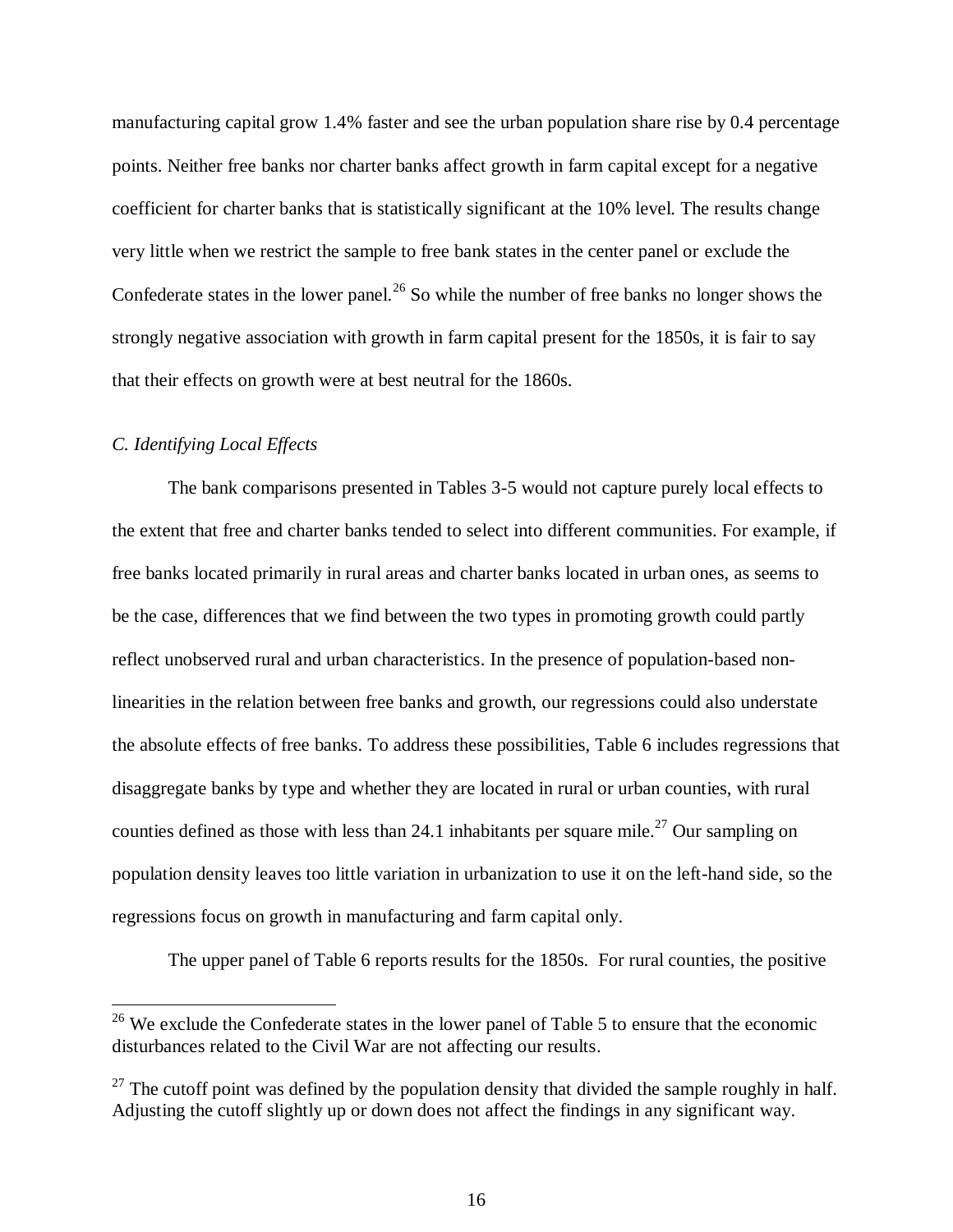manufacturing capital grow 1.4% faster and see the urban population share rise by 0.4 percentage points. Neither free banks nor charter banks affect growth in farm capital except for a negative coefficient for charter banks that is statistically significant at the 10% level. The results change very little when we restrict the sample to free bank states in the center panel or exclude the Confederate states in the lower panel.[26] So while the number of free banks no longer shows the strongly negative association with growth in farm capital present for the 1850s, it is fair to say that their effects on growth were at best neutral for the 1860s.

*C. Identifying Local Effects*

The bank comparisons presented in Tables 3-5 would not capture purely local effects to the extent that free and charter banks tended to select into different communities. For example, if free banks located primarily in rural areas and charter banks located in urban ones, as seems to be the case, differences that we find between the two types in promoting growth could partly reflect unobserved rural and urban characteristics. In the presence of population-based non-linearities in the relation between free banks and growth, our regressions could also understate the absolute effects of free banks. To address these possibilities, Table 6 includes regressions that disaggregate banks by type and whether they are located in rural or urban counties, with rural counties defined as those with less than 24.1 inhabitants per square mile.[27] Our sampling on population density leaves too little variation in urbanization to use it on the left-hand side, so the regressions focus on growth in manufacturing and farm capital only.

The upper panel of Table 6 reports results for the 1850s. For rural counties, the positive

[26] We exclude the Confederate states in the lower panel of Table 5 to ensure that the economic disturbances related to the Civil War are not affecting our results.

[27] The cutoff point was defined by the population density that divided the sample roughly in half. Adjusting the cutoff slightly up or down does not affect the findings in any significant way.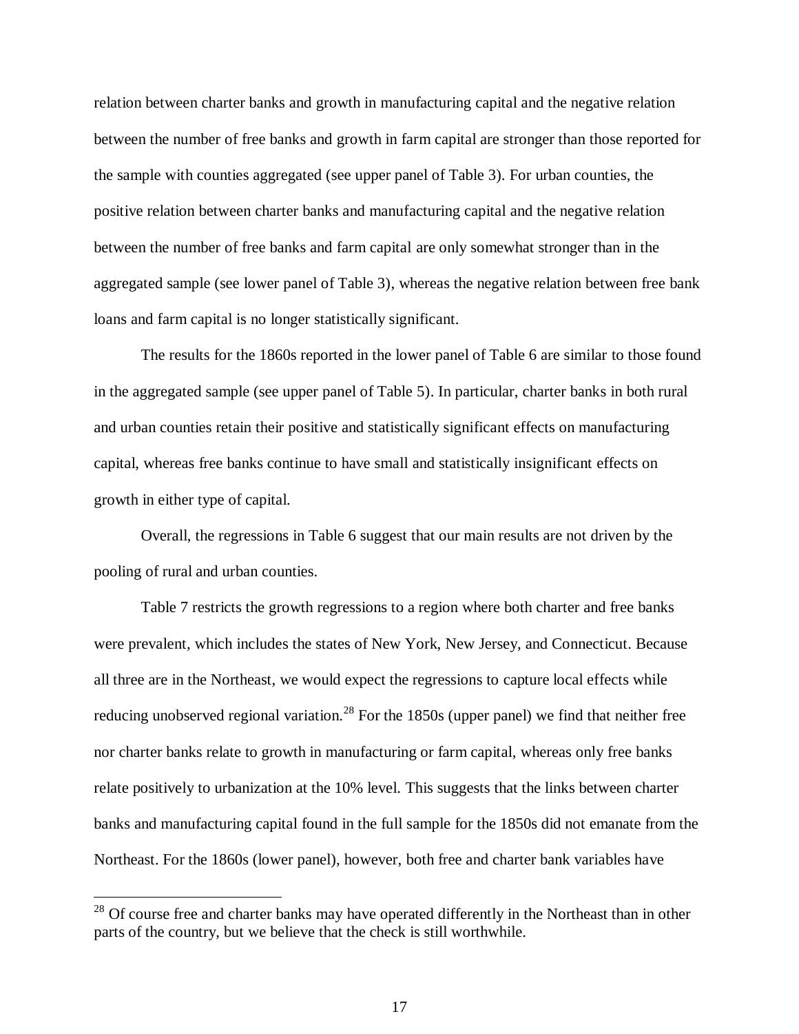relation between charter banks and growth in manufacturing capital and the negative relation between the number of free banks and growth in farm capital are stronger than those reported for the sample with counties aggregated (see upper panel of Table 3). For urban counties, the positive relation between charter banks and manufacturing capital and the negative relation between the number of free banks and farm capital are only somewhat stronger than in the aggregated sample (see lower panel of Table 3), whereas the negative relation between free bank loans and farm capital is no longer statistically significant.

The results for the 1860s reported in the lower panel of Table 6 are similar to those found in the aggregated sample (see upper panel of Table 5). In particular, charter banks in both rural and urban counties retain their positive and statistically significant effects on manufacturing capital, whereas free banks continue to have small and statistically insignificant effects on growth in either type of capital.

Overall, the regressions in Table 6 suggest that our main results are not driven by the pooling of rural and urban counties.

Table 7 restricts the growth regressions to a region where both charter and free banks were prevalent, which includes the states of New York, New Jersey, and Connecticut. Because all three are in the Northeast, we would expect the regressions to capture local effects while reducing unobserved regional variation.[28] For the 1850s (upper panel) we find that neither free nor charter banks relate to growth in manufacturing or farm capital, whereas only free banks relate positively to urbanization at the 10% level. This suggests that the links between charter banks and manufacturing capital found in the full sample for the 1850s did not emanate from the Northeast. For the 1860s (lower panel), however, both free and charter bank variables have

---

[28] Of course free and charter banks may have operated differently in the Northeast than in other parts of the country, but we believe that the check is still worthwhile.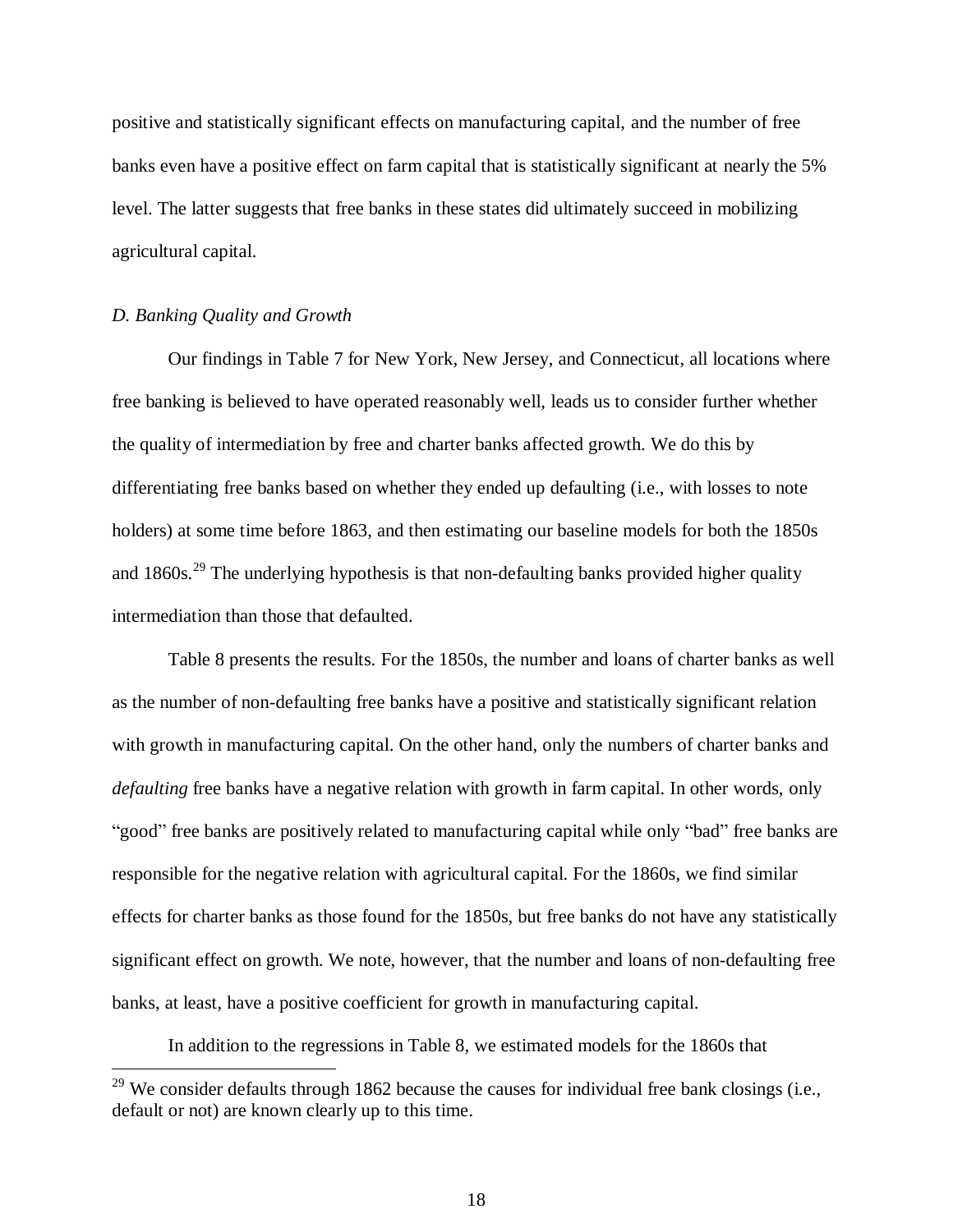positive and statistically significant effects on manufacturing capital, and the number of free banks even have a positive effect on farm capital that is statistically significant at nearly the 5% level. The latter suggests that free banks in these states did ultimately succeed in mobilizing agricultural capital.

### *D. Banking Quality and Growth*

Our findings in Table 7 for New York, New Jersey, and Connecticut, all locations where free banking is believed to have operated reasonably well, leads us to consider further whether the quality of intermediation by free and charter banks affected growth. We do this by differentiating free banks based on whether they ended up defaulting (i.e., with losses to note holders) at some time before 1863, and then estimating our baseline models for both the 1850s and 1860s.[29] The underlying hypothesis is that non-defaulting banks provided higher quality intermediation than those that defaulted.

Table 8 presents the results. For the 1850s, the number and loans of charter banks as well as the number of non-defaulting free banks have a positive and statistically significant relation with growth in manufacturing capital. On the other hand, only the numbers of charter banks and *defaulting* free banks have a negative relation with growth in farm capital. In other words, only "good" free banks are positively related to manufacturing capital while only "bad" free banks are responsible for the negative relation with agricultural capital. For the 1860s, we find similar effects for charter banks as those found for the 1850s, but free banks do not have any statistically significant effect on growth. We note, however, that the number and loans of non-defaulting free banks, at least, have a positive coefficient for growth in manufacturing capital.

In addition to the regressions in Table 8, we estimated models for the 1860s that

[29] We consider defaults through 1862 because the causes for individual free bank closings (i.e., default or not) are known clearly up to this time.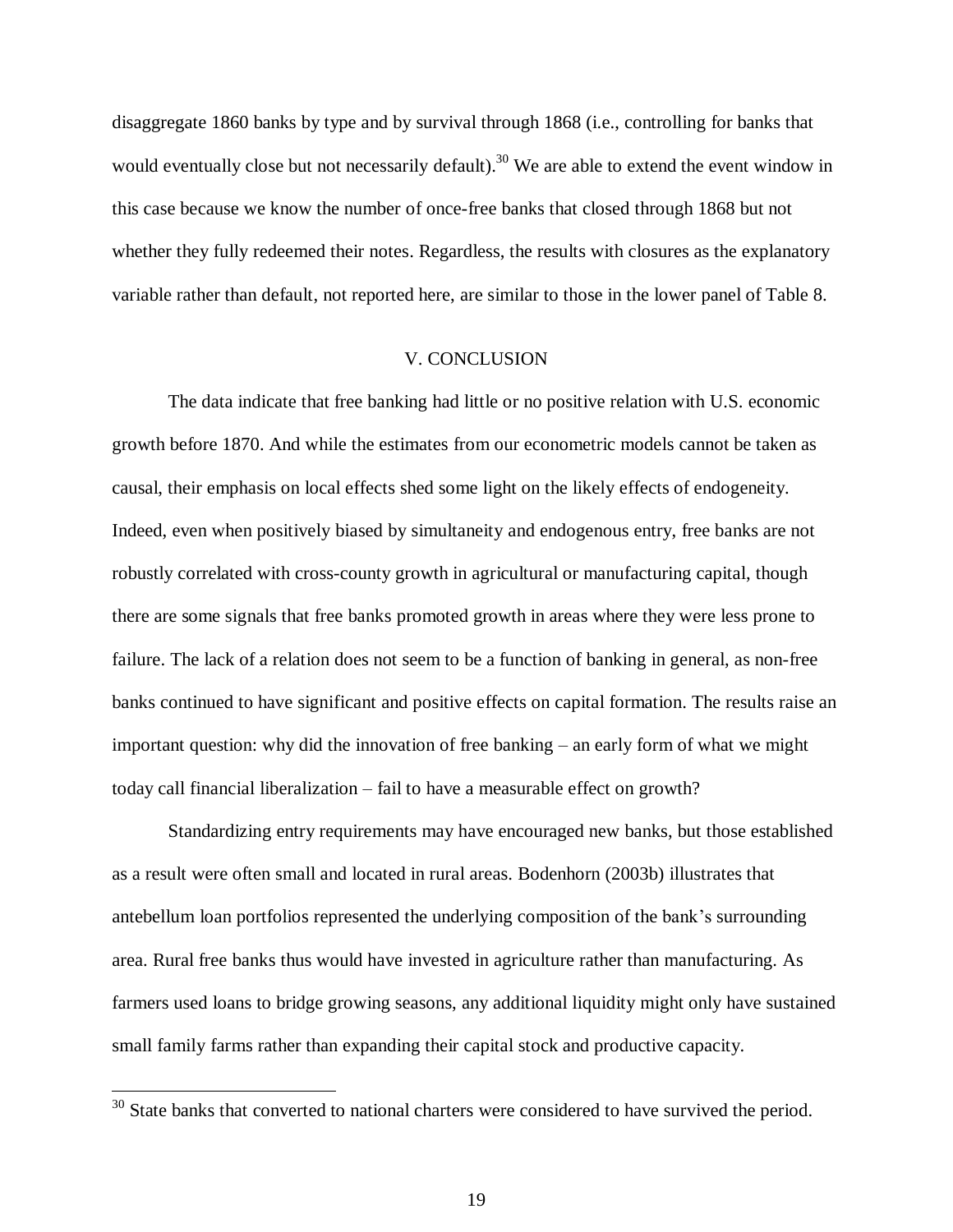disaggregate 1860 banks by type and by survival through 1868 (i.e., controlling for banks that would eventually close but not necessarily default).[30] We are able to extend the event window in this case because we know the number of once-free banks that closed through 1868 but not whether they fully redeemed their notes. Regardless, the results with closures as the explanatory variable rather than default, not reported here, are similar to those in the lower panel of Table 8.

## V. CONCLUSION

The data indicate that free banking had little or no positive relation with U.S. economic growth before 1870. And while the estimates from our econometric models cannot be taken as causal, their emphasis on local effects shed some light on the likely effects of endogeneity. Indeed, even when positively biased by simultaneity and endogenous entry, free banks are not robustly correlated with cross-county growth in agricultural or manufacturing capital, though there are some signals that free banks promoted growth in areas where they were less prone to failure. The lack of a relation does not seem to be a function of banking in general, as non-free banks continued to have significant and positive effects on capital formation. The results raise an important question: why did the innovation of free banking – an early form of what we might today call financial liberalization – fail to have a measurable effect on growth?

Standardizing entry requirements may have encouraged new banks, but those established as a result were often small and located in rural areas. Bodenhorn (2003b) illustrates that antebellum loan portfolios represented the underlying composition of the bank's surrounding area. Rural free banks thus would have invested in agriculture rather than manufacturing. As farmers used loans to bridge growing seasons, any additional liquidity might only have sustained small family farms rather than expanding their capital stock and productive capacity.

[30] State banks that converted to national charters were considered to have survived the period.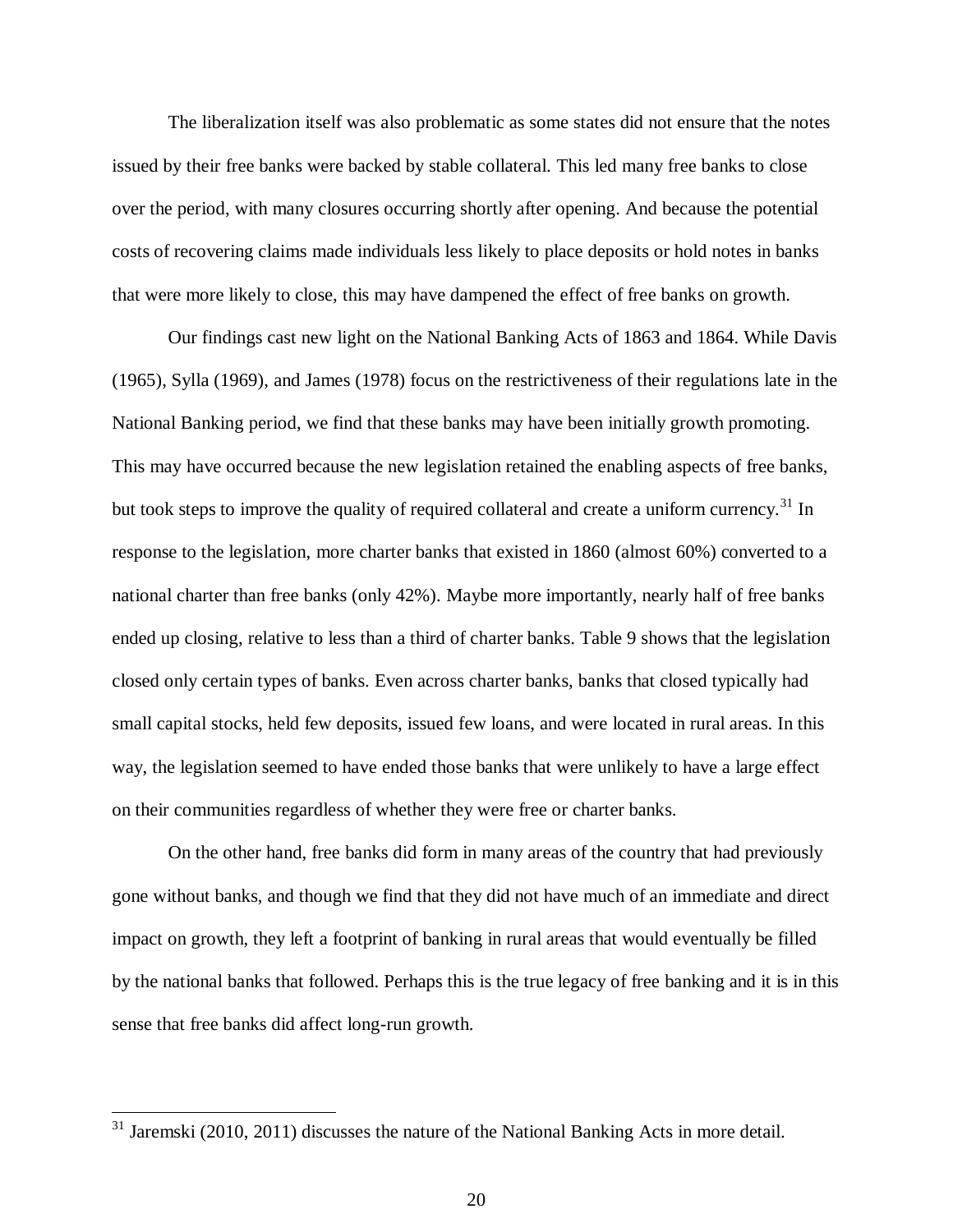The liberalization itself was also problematic as some states did not ensure that the notes issued by their free banks were backed by stable collateral. This led many free banks to close over the period, with many closures occurring shortly after opening. And because the potential costs of recovering claims made individuals less likely to place deposits or hold notes in banks that were more likely to close, this may have dampened the effect of free banks on growth.

Our findings cast new light on the National Banking Acts of 1863 and 1864. While Davis (1965), Sylla (1969), and James (1978) focus on the restrictiveness of their regulations late in the National Banking period, we find that these banks may have been initially growth promoting. This may have occurred because the new legislation retained the enabling aspects of free banks, but took steps to improve the quality of required collateral and create a uniform currency.[31] In response to the legislation, more charter banks that existed in 1860 (almost 60%) converted to a national charter than free banks (only 42%). Maybe more importantly, nearly half of free banks ended up closing, relative to less than a third of charter banks. Table 9 shows that the legislation closed only certain types of banks. Even across charter banks, banks that closed typically had small capital stocks, held few deposits, issued few loans, and were located in rural areas. In this way, the legislation seemed to have ended those banks that were unlikely to have a large effect on their communities regardless of whether they were free or charter banks.

On the other hand, free banks did form in many areas of the country that had previously gone without banks, and though we find that they did not have much of an immediate and direct impact on growth, they left a footprint of banking in rural areas that would eventually be filled by the national banks that followed. Perhaps this is the true legacy of free banking and it is in this sense that free banks did affect long-run growth.

[31] Jaremski (2010, 2011) discusses the nature of the National Banking Acts in more detail.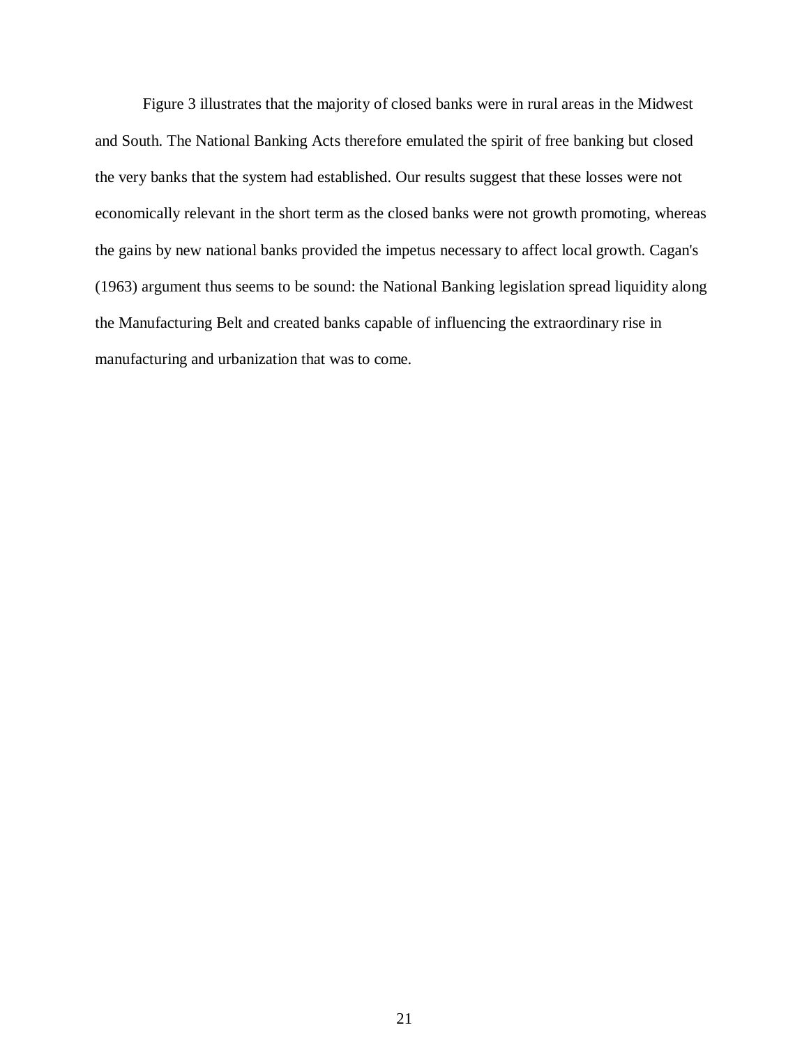Figure 3 illustrates that the majority of closed banks were in rural areas in the Midwest and South. The National Banking Acts therefore emulated the spirit of free banking but closed the very banks that the system had established. Our results suggest that these losses were not economically relevant in the short term as the closed banks were not growth promoting, whereas the gains by new national banks provided the impetus necessary to affect local growth. Cagan's (1963) argument thus seems to be sound: the National Banking legislation spread liquidity along the Manufacturing Belt and created banks capable of influencing the extraordinary rise in manufacturing and urbanization that was to come.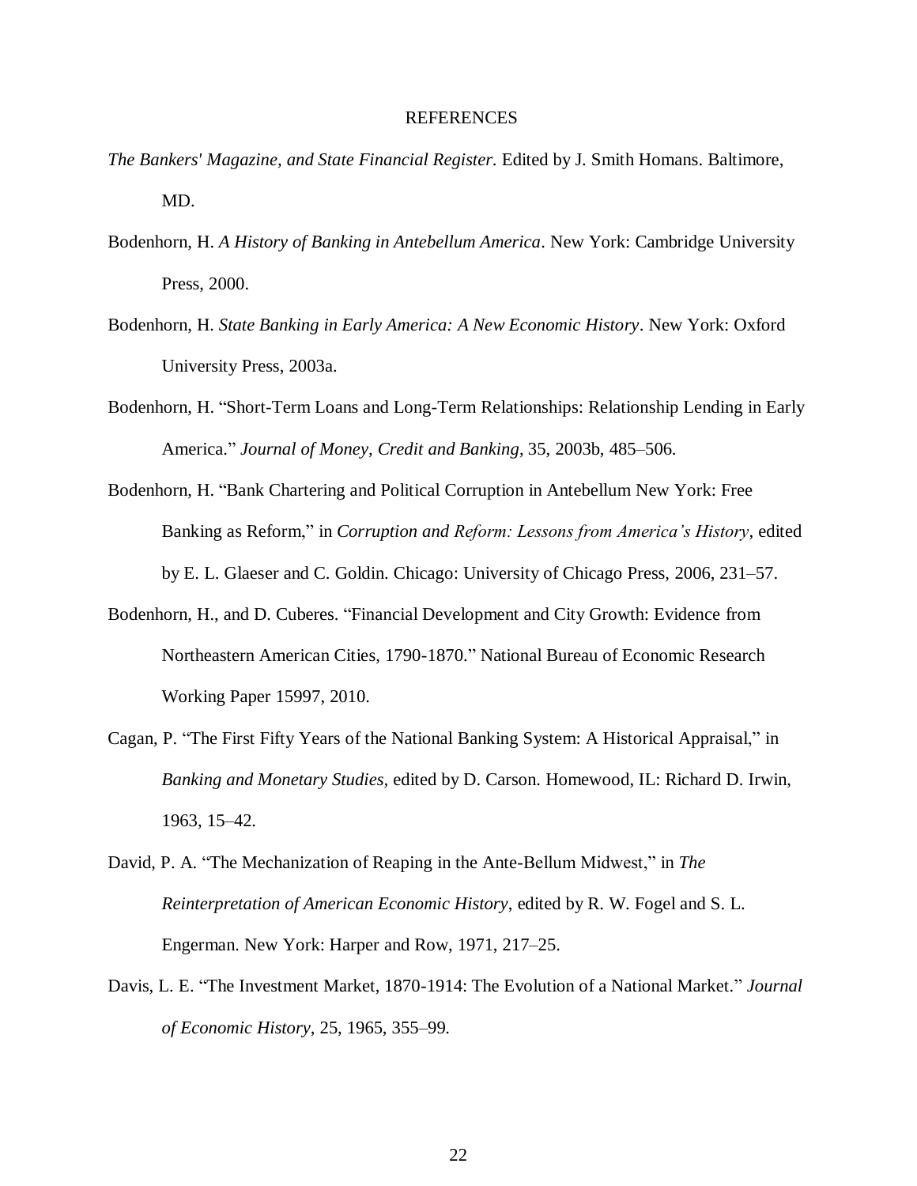# REFERENCES

*The Bankers' Magazine, and State Financial Register*. Edited by J. Smith Homans. Baltimore, MD.

Bodenhorn, H. *A History of Banking in Antebellum America*. New York: Cambridge University Press, 2000.

Bodenhorn, H. *State Banking in Early America: A New Economic History*. New York: Oxford University Press, 2003a.

Bodenhorn, H. "Short-Term Loans and Long-Term Relationships: Relationship Lending in Early America." *Journal of Money, Credit and Banking*, 35, 2003b, 485–506.

Bodenhorn, H. "Bank Chartering and Political Corruption in Antebellum New York: Free Banking as Reform," in *Corruption and Reform: Lessons from America's History*, edited by E. L. Glaeser and C. Goldin. Chicago: University of Chicago Press, 2006, 231–57.

Bodenhorn, H., and D. Cuberes. "Financial Development and City Growth: Evidence from Northeastern American Cities, 1790-1870." National Bureau of Economic Research Working Paper 15997, 2010.

Cagan, P. "The First Fifty Years of the National Banking System: A Historical Appraisal," in *Banking and Monetary Studies*, edited by D. Carson. Homewood, IL: Richard D. Irwin, 1963, 15–42.

David, P. A. "The Mechanization of Reaping in the Ante-Bellum Midwest," in *The Reinterpretation of American Economic History*, edited by R. W. Fogel and S. L. Engerman. New York: Harper and Row, 1971, 217–25.

Davis, L. E. "The Investment Market, 1870-1914: The Evolution of a National Market." *Journal of Economic History*, 25, 1965, 355–99.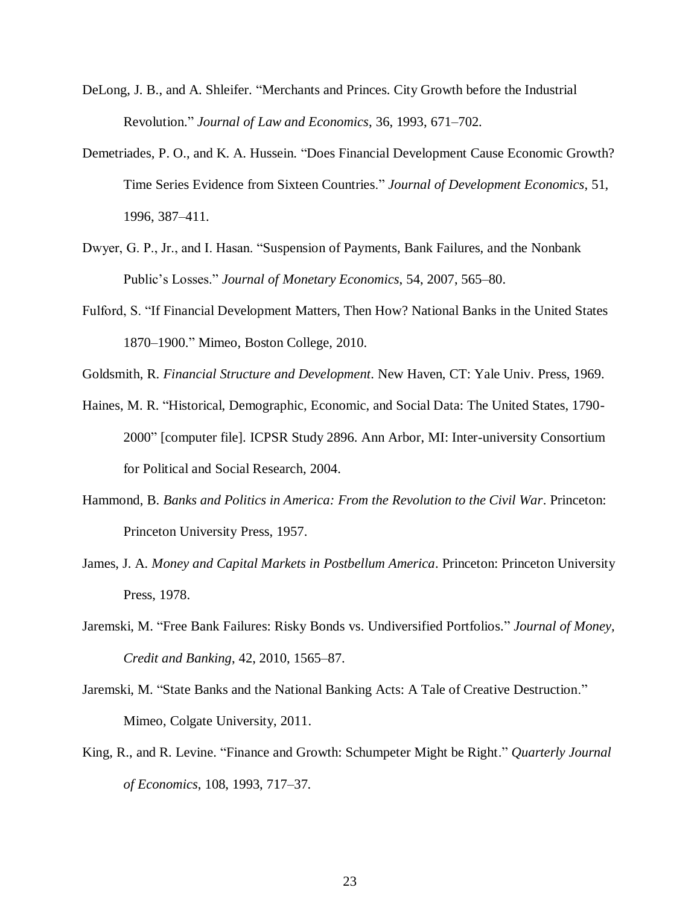DeLong, J. B., and A. Shleifer. "Merchants and Princes. City Growth before the Industrial Revolution." *Journal of Law and Economics*, 36, 1993, 671–702.

Demetriades, P. O., and K. A. Hussein. "Does Financial Development Cause Economic Growth? Time Series Evidence from Sixteen Countries." *Journal of Development Economics*, 51, 1996, 387–411.

Dwyer, G. P., Jr., and I. Hasan. "Suspension of Payments, Bank Failures, and the Nonbank Public's Losses." *Journal of Monetary Economics*, 54, 2007, 565–80.

Fulford, S. "If Financial Development Matters, Then How? National Banks in the United States 1870–1900." Mimeo, Boston College, 2010.

Goldsmith, R. *Financial Structure and Development*. New Haven, CT: Yale Univ. Press, 1969.

Haines, M. R. "Historical, Demographic, Economic, and Social Data: The United States, 1790-2000" [computer file]. ICPSR Study 2896. Ann Arbor, MI: Inter-university Consortium for Political and Social Research, 2004.

Hammond, B. *Banks and Politics in America: From the Revolution to the Civil War*. Princeton: Princeton University Press, 1957.

James, J. A. *Money and Capital Markets in Postbellum America*. Princeton: Princeton University Press, 1978.

Jaremski, M. "Free Bank Failures: Risky Bonds vs. Undiversified Portfolios." *Journal of Money, Credit and Banking*, 42, 2010, 1565–87.

Jaremski, M. "State Banks and the National Banking Acts: A Tale of Creative Destruction." Mimeo, Colgate University, 2011.

King, R., and R. Levine. "Finance and Growth: Schumpeter Might be Right." *Quarterly Journal of Economics*, 108, 1993, 717–37.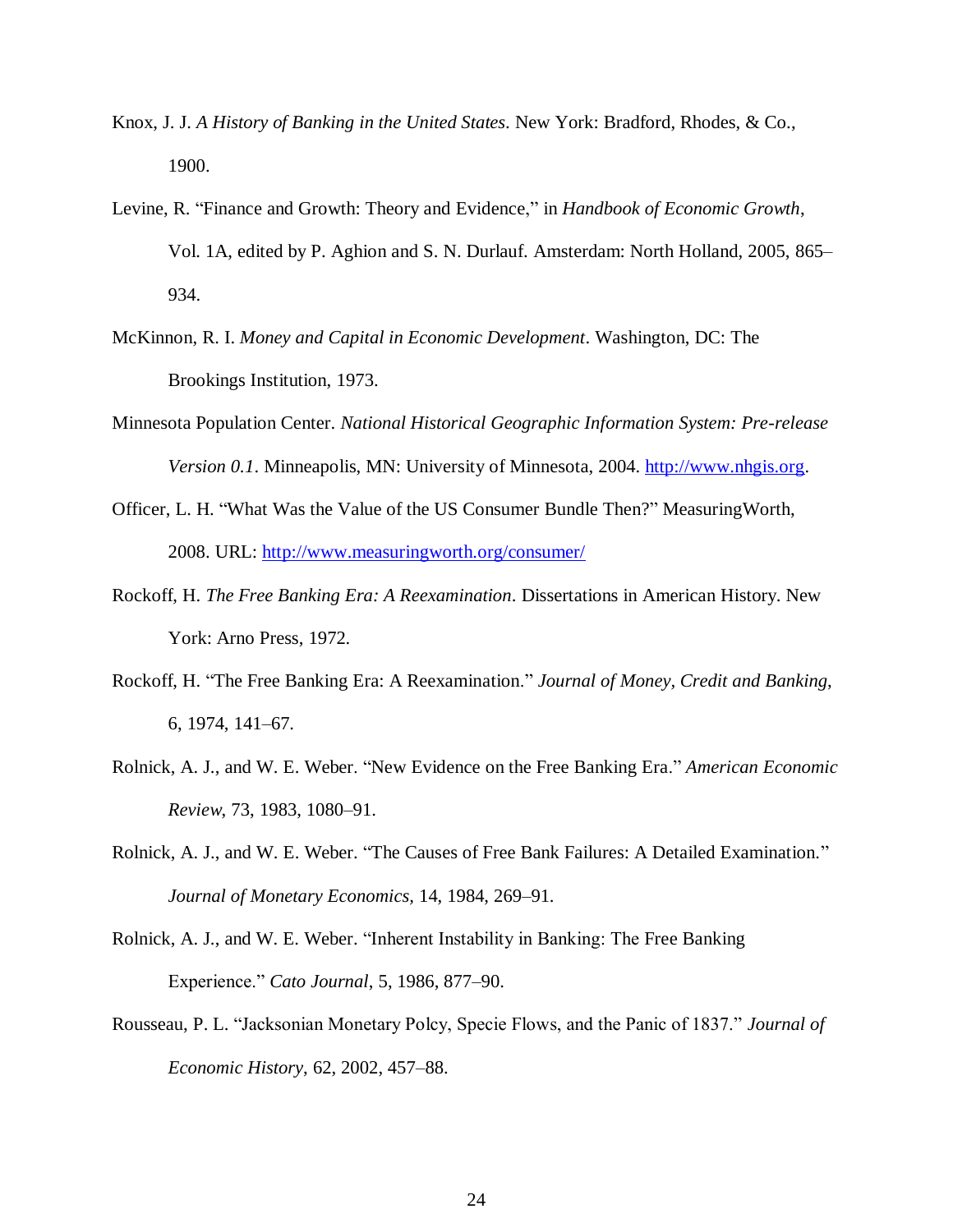Knox, J. J. *A History of Banking in the United States*. New York: Bradford, Rhodes, & Co., 1900.

Levine, R. "Finance and Growth: Theory and Evidence," in *Handbook of Economic Growth*, Vol. 1A, edited by P. Aghion and S. N. Durlauf. Amsterdam: North Holland, 2005, 865–934.

McKinnon, R. I. *Money and Capital in Economic Development*. Washington, DC: The Brookings Institution, 1973.

Minnesota Population Center. *National Historical Geographic Information System: Pre-release Version 0.1*. Minneapolis, MN: University of Minnesota, 2004. http://www.nhgis.org.

Officer, L. H. "What Was the Value of the US Consumer Bundle Then?" MeasuringWorth, 2008. URL: http://www.measuringworth.org/consumer/

Rockoff, H. *The Free Banking Era: A Reexamination*. Dissertations in American History. New York: Arno Press, 1972.

Rockoff, H. "The Free Banking Era: A Reexamination." *Journal of Money, Credit and Banking*, 6, 1974, 141–67.

Rolnick, A. J., and W. E. Weber. "New Evidence on the Free Banking Era." *American Economic Review*, 73, 1983, 1080–91.

Rolnick, A. J., and W. E. Weber. "The Causes of Free Bank Failures: A Detailed Examination." *Journal of Monetary Economics*, 14, 1984, 269–91.

Rolnick, A. J., and W. E. Weber. "Inherent Instability in Banking: The Free Banking Experience." *Cato Journal*, 5, 1986, 877–90.

Rousseau, P. L. "Jacksonian Monetary Polcy, Specie Flows, and the Panic of 1837." *Journal of Economic History*, 62, 2002, 457–88.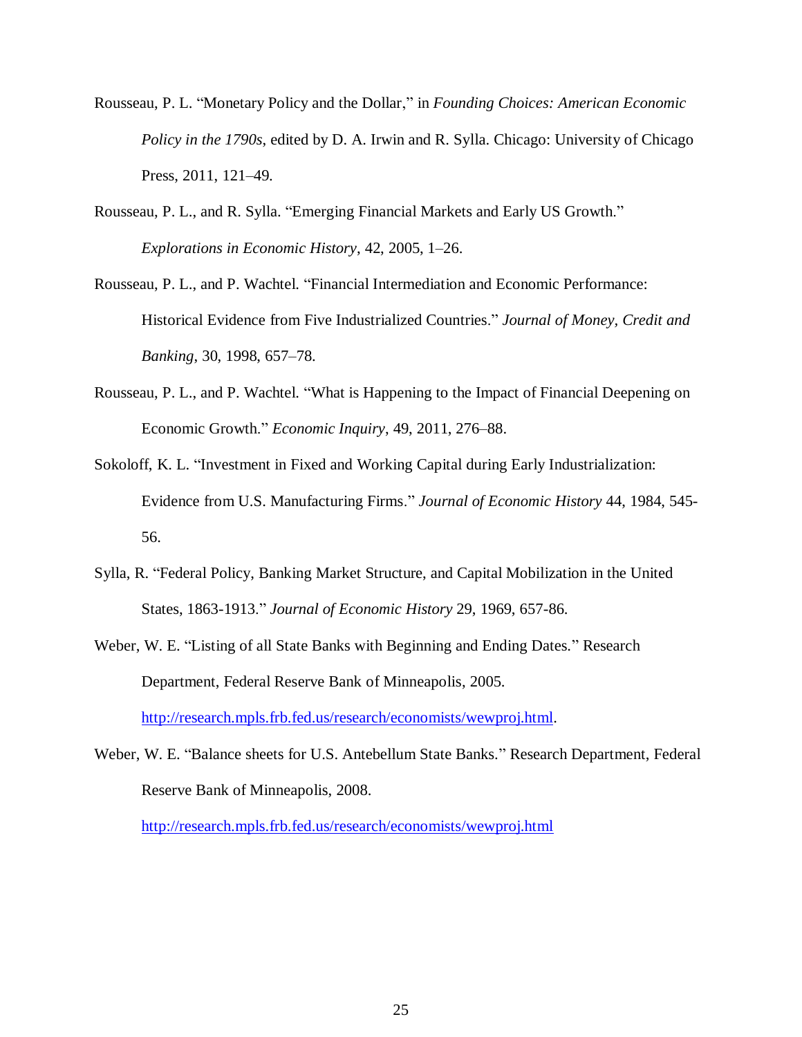Rousseau, P. L. "Monetary Policy and the Dollar," in *Founding Choices: American Economic Policy in the 1790s*, edited by D. A. Irwin and R. Sylla. Chicago: University of Chicago Press, 2011, 121–49.

Rousseau, P. L., and R. Sylla. "Emerging Financial Markets and Early US Growth." *Explorations in Economic History*, 42, 2005, 1–26.

Rousseau, P. L., and P. Wachtel. "Financial Intermediation and Economic Performance: Historical Evidence from Five Industrialized Countries." *Journal of Money, Credit and Banking*, 30, 1998, 657–78.

Rousseau, P. L., and P. Wachtel. "What is Happening to the Impact of Financial Deepening on Economic Growth." *Economic Inquiry*, 49, 2011, 276–88.

Sokoloff, K. L. "Investment in Fixed and Working Capital during Early Industrialization: Evidence from U.S. Manufacturing Firms." *Journal of Economic History* 44, 1984, 545-56.

Sylla, R. "Federal Policy, Banking Market Structure, and Capital Mobilization in the United States, 1863-1913." *Journal of Economic History* 29, 1969, 657-86.

Weber, W. E. "Listing of all State Banks with Beginning and Ending Dates." Research Department, Federal Reserve Bank of Minneapolis, 2005. http://research.mpls.frb.fed.us/research/economists/wewproj.html.

Weber, W. E. "Balance sheets for U.S. Antebellum State Banks." Research Department, Federal Reserve Bank of Minneapolis, 2008. http://research.mpls.frb.fed.us/research/economists/wewproj.html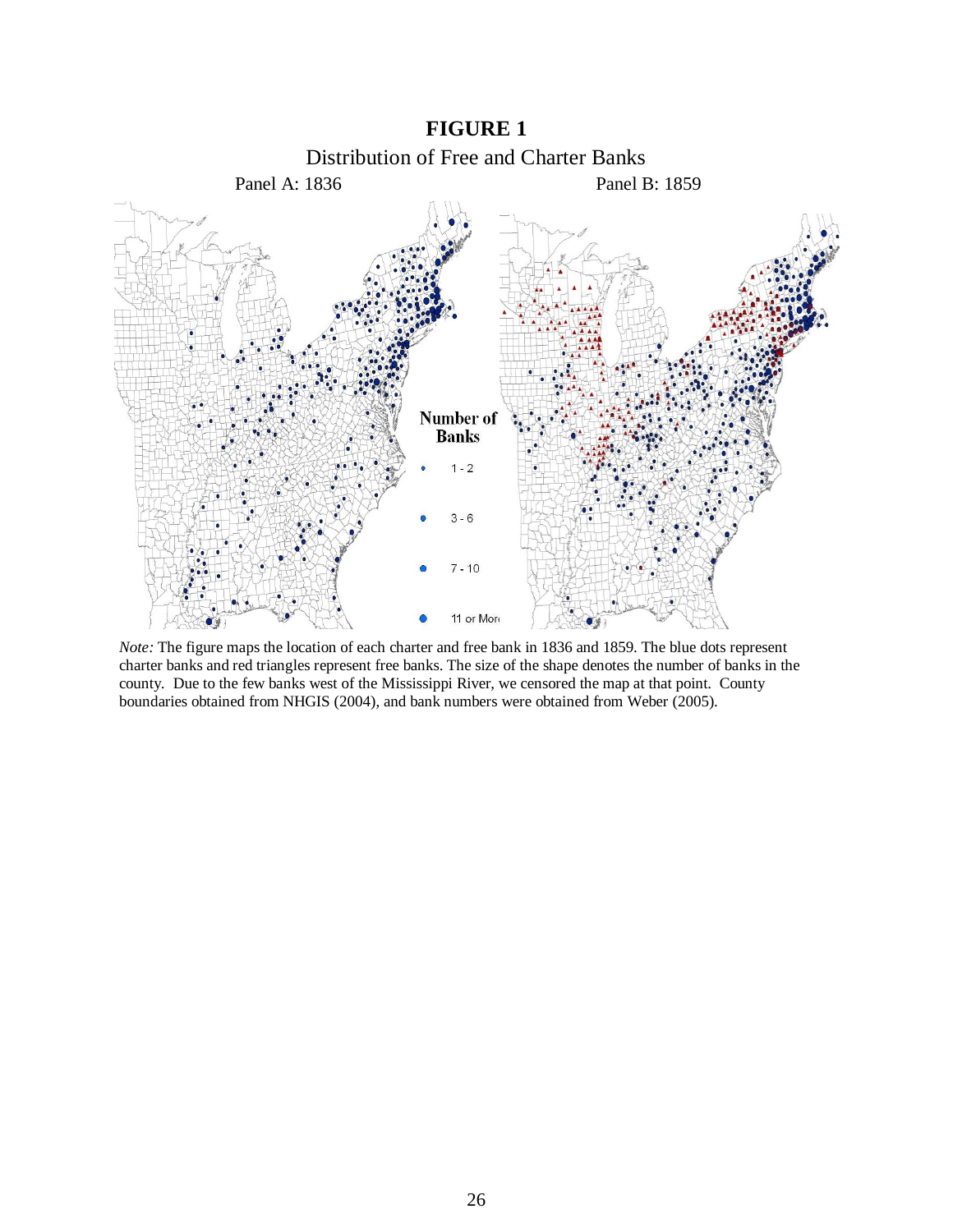**FIGURE 1**

Distribution of Free and Charter Banks

Panel A: 1836 Panel B: 1859

Number of Banks

1 - 2

3 - 6

7 - 10

11 or More

*Note:* The figure maps the location of each charter and free bank in 1836 and 1859. The blue dots represent charter banks and red triangles represent free banks. The size of the shape denotes the number of banks in the county. Due to the few banks west of the Mississippi River, we censored the map at that point. County boundaries obtained from NHGIS (2004), and bank numbers were obtained from Weber (2005).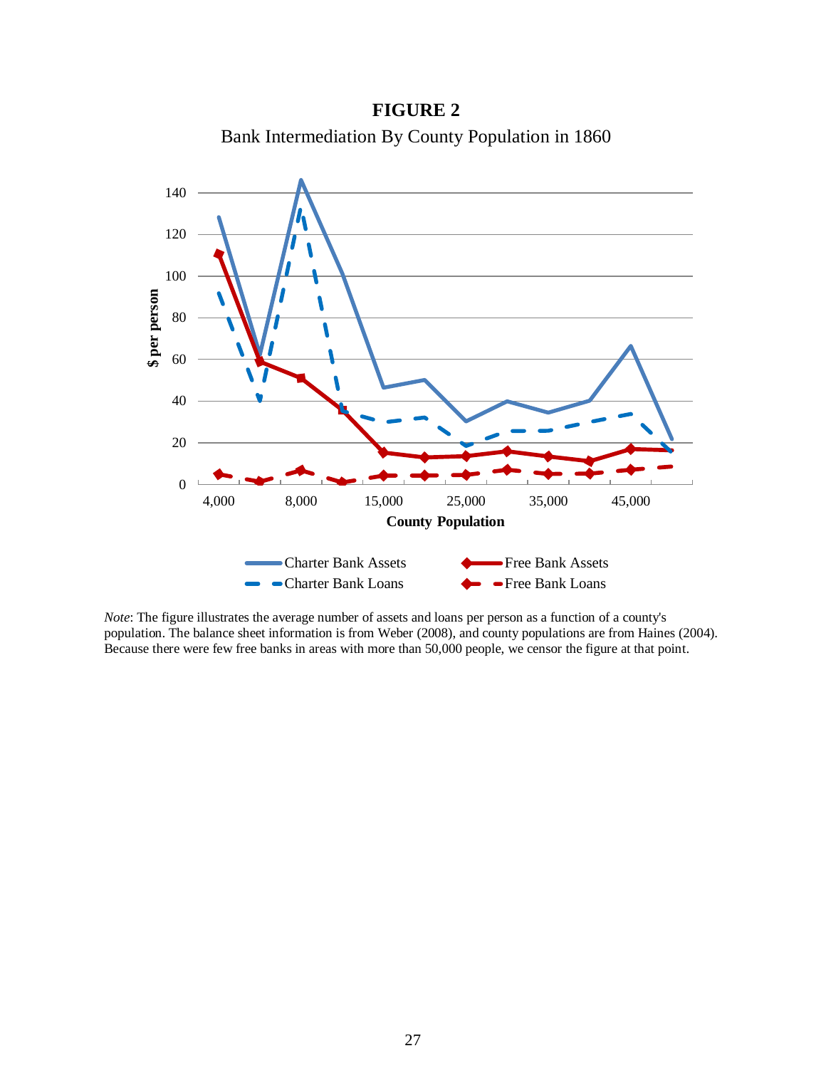**FIGURE 2**

Bank Intermediation By County Population in 1860

*Note*: The figure illustrates the average number of assets and loans per person as a function of a county's population. The balance sheet information is from Weber (2008), and county populations are from Haines (2004). Because there were few free banks in areas with more than 50,000 people, we censor the figure at that point.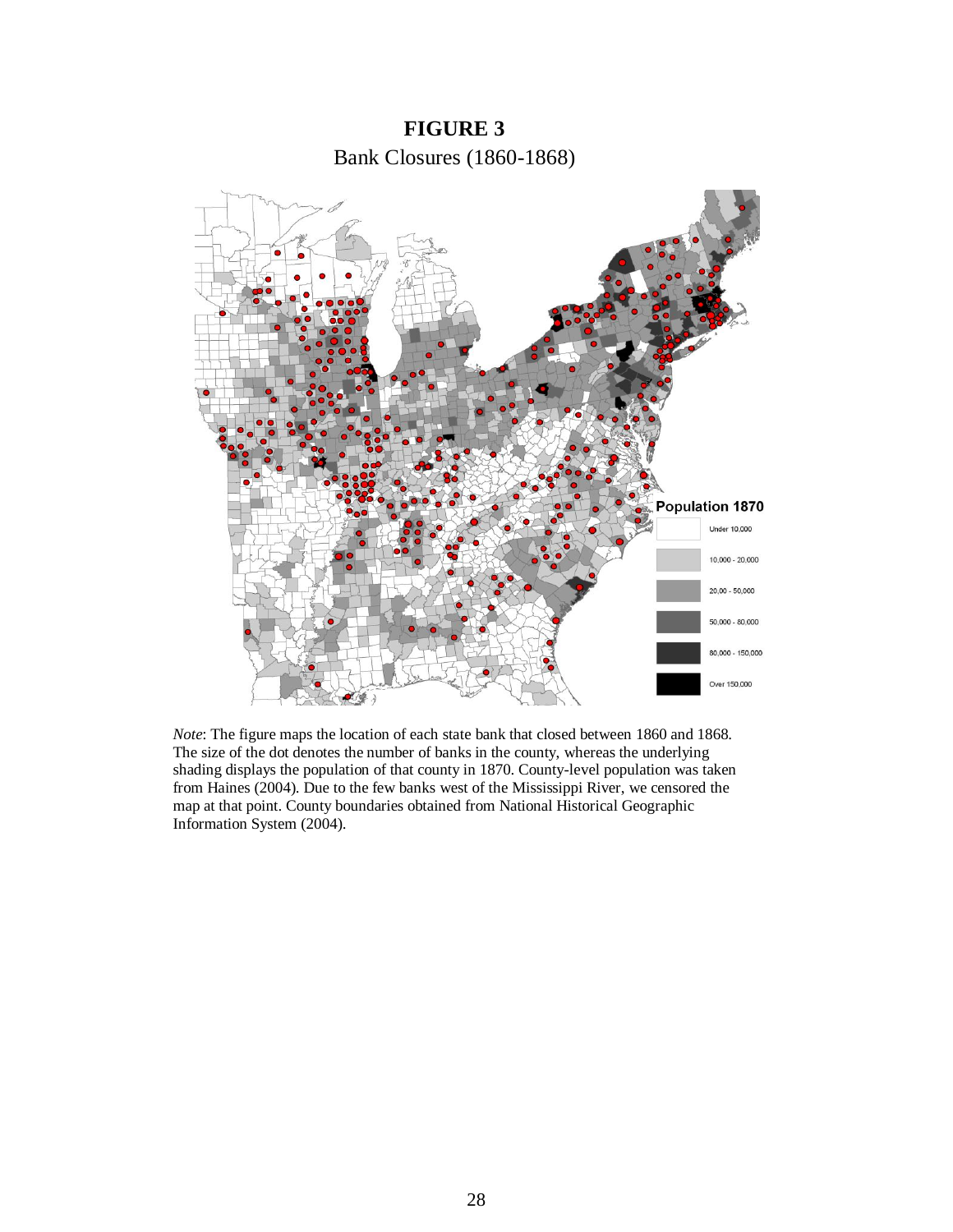# FIGURE 3

Bank Closures (1860-1868)

*Note*: The figure maps the location of each state bank that closed between 1860 and 1868. The size of the dot denotes the number of banks in the county, whereas the underlying shading displays the population of that county in 1870. County-level population was taken from Haines (2004). Due to the few banks west of the Mississippi River, we censored the map at that point. County boundaries obtained from National Historical Geographic Information System (2004).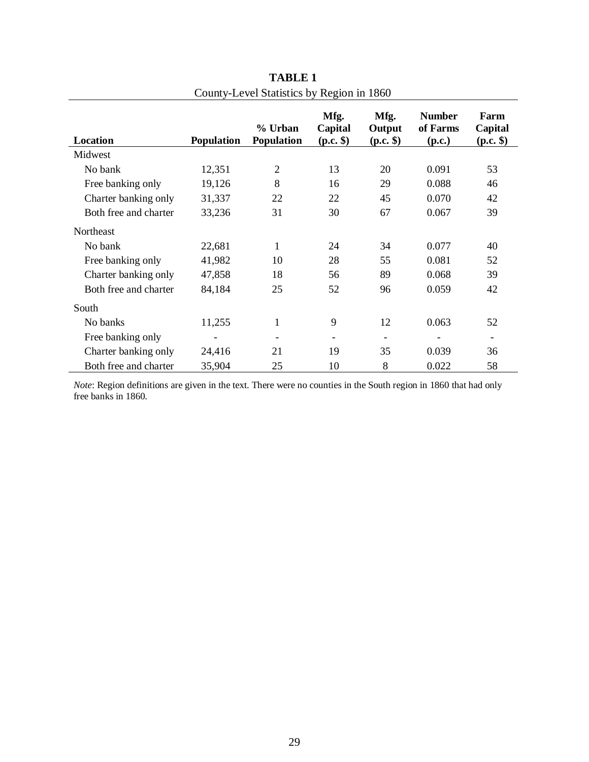**TABLE 1**

County-Level Statistics by Region in 1860

| Location | Population | % Urban Population | Mfg. Capital (p.c. $) | Mfg. Output (p.c. $) | Number of Farms (p.c.) | Farm Capital (p.c. $) |
|---|---|---|---|---|---|---|
| Midwest | | | | | | |
| No bank | 12,351 | 2 | 13 | 20 | 0.091 | 53 |
| Free banking only | 19,126 | 8 | 16 | 29 | 0.088 | 46 |
| Charter banking only | 31,337 | 22 | 22 | 45 | 0.070 | 42 |
| Both free and charter | 33,236 | 31 | 30 | 67 | 0.067 | 39 |
| Northeast | | | | | | |
| No bank | 22,681 | 1 | 24 | 34 | 0.077 | 40 |
| Free banking only | 41,982 | 10 | 28 | 55 | 0.081 | 52 |
| Charter banking only | 47,858 | 18 | 56 | 89 | 0.068 | 39 |
| Both free and charter | 84,184 | 25 | 52 | 96 | 0.059 | 42 |
| South | | | | | | |
| No banks | 11,255 | 1 | 9 | 12 | 0.063 | 52 |
| Free banking only | - | - | - | - | - | - |
| Charter banking only | 24,416 | 21 | 19 | 35 | 0.039 | 36 |
| Both free and charter | 35,904 | 25 | 10 | 8 | 0.022 | 58 |

*Note*: Region definitions are given in the text. There were no counties in the South region in 1860 that had only free banks in 1860.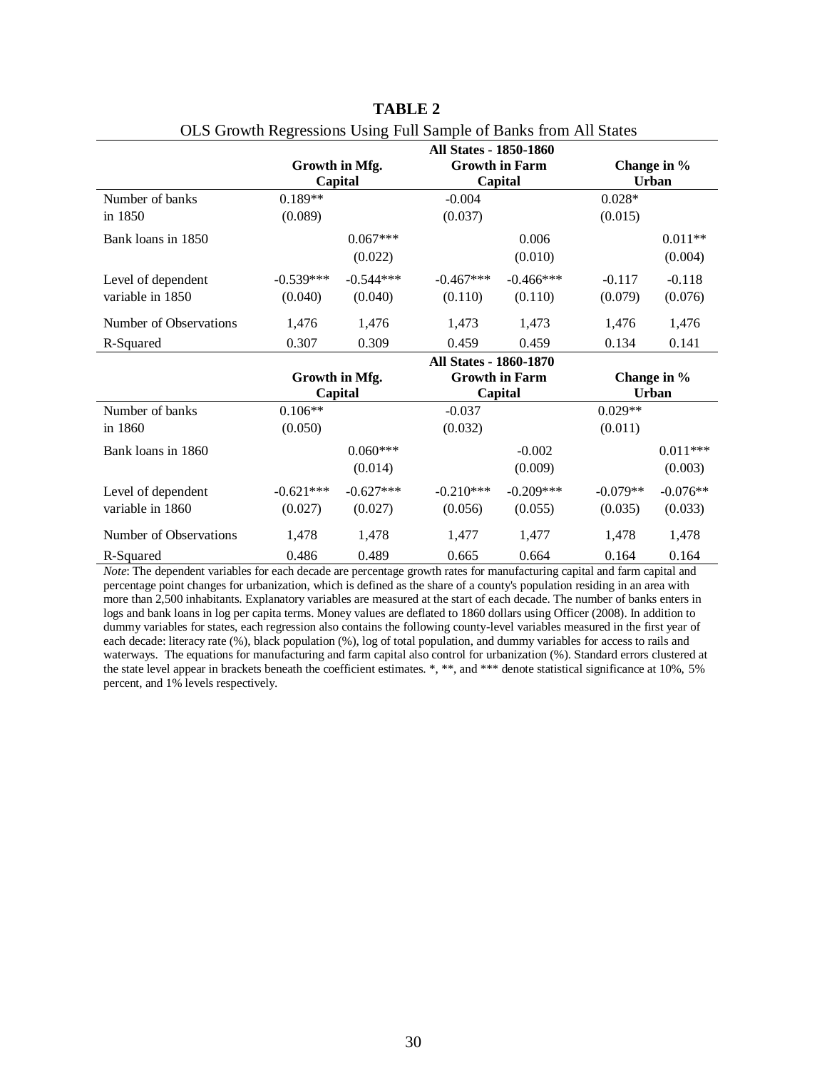**TABLE 2**

OLS Growth Regressions Using Full Sample of Banks from All States

| | All States - 1850-1860 | | | | | |
|---|---|---|---|---|---|---|
| | **Growth in Mfg. Capital** | | **Growth in Farm Capital** | | **Change in % Urban** | |
| Number of banks in 1850 | 0.189** (0.089) | | -0.004 (0.037) | | 0.028* (0.015) | |
| Bank loans in 1850 | | 0.067*** (0.022) | | 0.006 (0.010) | | 0.011** (0.004) |
| Level of dependent variable in 1850 | -0.539*** (0.040) | -0.544*** (0.040) | -0.467*** (0.110) | -0.466*** (0.110) | -0.117 (0.079) | -0.118 (0.076) |
| Number of Observations | 1,476 | 1,476 | 1,473 | 1,473 | 1,476 | 1,476 |
| R-Squared | 0.307 | 0.309 | 0.459 | 0.459 | 0.134 | 0.141 |
| | **All States - 1860-1870** | | | | | |
| | **Growth in Mfg. Capital** | | **Growth in Farm Capital** | | **Change in % Urban** | |
| Number of banks in 1860 | 0.106** (0.050) | | -0.037 (0.032) | | 0.029** (0.011) | |
| Bank loans in 1860 | | 0.060*** (0.014) | | -0.002 (0.009) | | 0.011*** (0.003) |
| Level of dependent variable in 1860 | -0.621*** (0.027) | -0.627*** (0.027) | -0.210*** (0.056) | -0.209*** (0.055) | -0.079** (0.035) | -0.076** (0.033) |
| Number of Observations | 1,478 | 1,478 | 1,477 | 1,477 | 1,478 | 1,478 |
| R-Squared | 0.486 | 0.489 | 0.665 | 0.664 | 0.164 | 0.164 |

*Note*: The dependent variables for each decade are percentage growth rates for manufacturing capital and farm capital and percentage point changes for urbanization, which is defined as the share of a county's population residing in an area with more than 2,500 inhabitants. Explanatory variables are measured at the start of each decade. The number of banks enters in logs and bank loans in log per capita terms. Money values are deflated to 1860 dollars using Officer (2008). In addition to dummy variables for states, each regression also contains the following county-level variables measured in the first year of each decade: literacy rate (%), black population (%), log of total population, and dummy variables for access to rails and waterways. The equations for manufacturing and farm capital also control for urbanization (%). Standard errors clustered at the state level appear in brackets beneath the coefficient estimates. *, **, and *** denote statistical significance at 10%, 5% percent, and 1% levels respectively.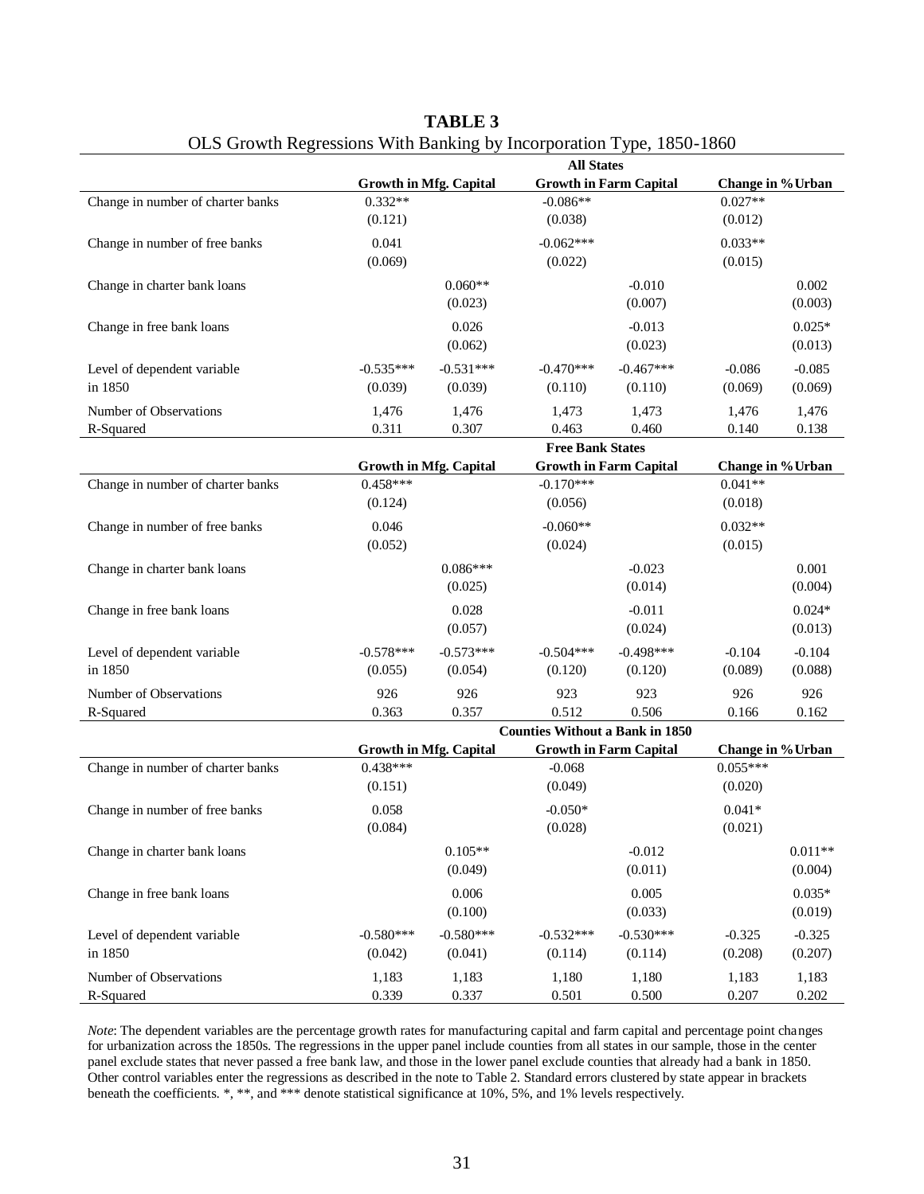**TABLE 3**

OLS Growth Regressions With Banking by Incorporation Type, 1850-1860

| | All States | | | | | |
|---|---|---|---|---|---|---|
| | Growth in Mfg. Capital | | Growth in Farm Capital | | Change in %Urban | |
| Change in number of charter banks | 0.332** | | -0.086** | | 0.027** | |
| | (0.121) | | (0.038) | | (0.012) | |
| Change in number of free banks | 0.041 | | -0.062*** | | 0.033** | |
| | (0.069) | | (0.022) | | (0.015) | |
| Change in charter bank loans | | 0.060** | | -0.010 | | 0.002 |
| | | (0.023) | | (0.007) | | (0.003) |
| Change in free bank loans | | 0.026 | | -0.013 | | 0.025* |
| | | (0.062) | | (0.023) | | (0.013) |
| Level of dependent variable in 1850 | -0.535*** | -0.531*** | -0.470*** | -0.467*** | -0.086 | -0.085 |
| | (0.039) | (0.039) | (0.110) | (0.110) | (0.069) | (0.069) |
| Number of Observations | 1,476 | 1,476 | 1,473 | 1,473 | 1,476 | 1,476 |
| R-Squared | 0.311 | 0.307 | 0.463 | 0.460 | 0.140 | 0.138 |
| | **Free Bank States** | | | | | |
| | Growth in Mfg. Capital | | Growth in Farm Capital | | Change in %Urban | |
| Change in number of charter banks | 0.458*** | | -0.170*** | | 0.041** | |
| | (0.124) | | (0.056) | | (0.018) | |
| Change in number of free banks | 0.046 | | -0.060** | | 0.032** | |
| | (0.052) | | (0.024) | | (0.015) | |
| Change in charter bank loans | | 0.086*** | | -0.023 | | 0.001 |
| | | (0.025) | | (0.014) | | (0.004) |
| Change in free bank loans | | 0.028 | | -0.011 | | 0.024* |
| | | (0.057) | | (0.024) | | (0.013) |
| Level of dependent variable in 1850 | -0.578*** | -0.573*** | -0.504*** | -0.498*** | -0.104 | -0.104 |
| | (0.055) | (0.054) | (0.120) | (0.120) | (0.089) | (0.088) |
| Number of Observations | 926 | 926 | 923 | 923 | 926 | 926 |
| R-Squared | 0.363 | 0.357 | 0.512 | 0.506 | 0.166 | 0.162 |
| | **Counties Without a Bank in 1850** | | | | | |
| | Growth in Mfg. Capital | | Growth in Farm Capital | | Change in %Urban | |
| Change in number of charter banks | 0.438*** | | -0.068 | | 0.055*** | |
| | (0.151) | | (0.049) | | (0.020) | |
| Change in number of free banks | 0.058 | | -0.050* | | 0.041* | |
| | (0.084) | | (0.028) | | (0.021) | |
| Change in charter bank loans | | 0.105** | | -0.012 | | 0.011** |
| | | (0.049) | | (0.011) | | (0.004) |
| Change in free bank loans | | 0.006 | | 0.005 | | 0.035* |
| | | (0.100) | | (0.033) | | (0.019) |
| Level of dependent variable in 1850 | -0.580*** | -0.580*** | -0.532*** | -0.530*** | -0.325 | -0.325 |
| | (0.042) | (0.041) | (0.114) | (0.114) | (0.208) | (0.207) |
| Number of Observations | 1,183 | 1,183 | 1,180 | 1,180 | 1,183 | 1,183 |
| R-Squared | 0.339 | 0.337 | 0.501 | 0.500 | 0.207 | 0.202 |

*Note*: The dependent variables are the percentage growth rates for manufacturing capital and farm capital and percentage point changes for urbanization across the 1850s. The regressions in the upper panel include counties from all states in our sample, those in the center panel exclude states that never passed a free bank law, and those in the lower panel exclude counties that already had a bank in 1850. Other control variables enter the regressions as described in the note to Table 2. Standard errors clustered by state appear in brackets beneath the coefficients. *, **, and *** denote statistical significance at 10%, 5%, and 1% levels respectively.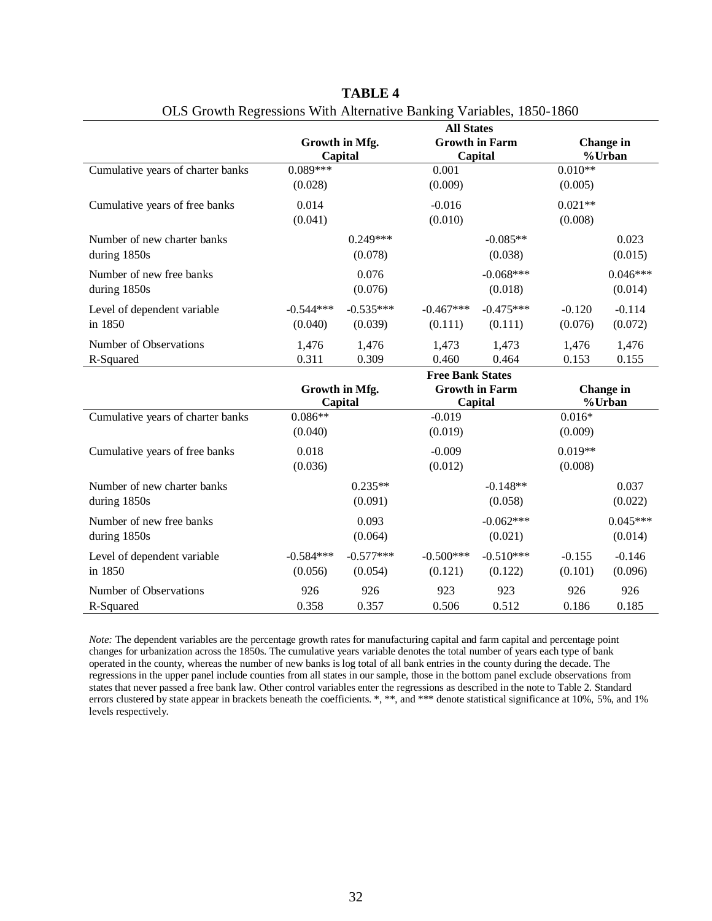**TABLE 4**

OLS Growth Regressions With Alternative Banking Variables, 1850-1860

| | All States | | | | | |
|---|---|---|---|---|---|---|
| | Growth in Mfg. Capital | | Growth in Farm Capital | | Change in %Urban | |
| Cumulative years of charter banks | 0.089*** | | 0.001 | | 0.010** | |
| | (0.028) | | (0.009) | | (0.005) | |
| Cumulative years of free banks | 0.014 | | -0.016 | | 0.021** | |
| | (0.041) | | (0.010) | | (0.008) | |
| Number of new charter banks during 1850s | | 0.249*** | | -0.085** | | 0.023 |
| | | (0.078) | | (0.038) | | (0.015) |
| Number of new free banks during 1850s | | 0.076 | | -0.068*** | | 0.046*** |
| | | (0.076) | | (0.018) | | (0.014) |
| Level of dependent variable in 1850 | -0.544*** | -0.535*** | -0.467*** | -0.475*** | -0.120 | -0.114 |
| | (0.040) | (0.039) | (0.111) | (0.111) | (0.076) | (0.072) |
| Number of Observations | 1,476 | 1,476 | 1,473 | 1,473 | 1,476 | 1,476 |
| R-Squared | 0.311 | 0.309 | 0.460 | 0.464 | 0.153 | 0.155 |
| | **Free Bank States** | | | | | |
| | Growth in Mfg. Capital | | Growth in Farm Capital | | Change in %Urban | |
| Cumulative years of charter banks | 0.086** | | -0.019 | | 0.016* | |
| | (0.040) | | (0.019) | | (0.009) | |
| Cumulative years of free banks | 0.018 | | -0.009 | | 0.019** | |
| | (0.036) | | (0.012) | | (0.008) | |
| Number of new charter banks during 1850s | | 0.235** | | -0.148** | | 0.037 |
| | | (0.091) | | (0.058) | | (0.022) |
| Number of new free banks during 1850s | | 0.093 | | -0.062*** | | 0.045*** |
| | | (0.064) | | (0.021) | | (0.014) |
| Level of dependent variable in 1850 | -0.584*** | -0.577*** | -0.500*** | -0.510*** | -0.155 | -0.146 |
| | (0.056) | (0.054) | (0.121) | (0.122) | (0.101) | (0.096) |
| Number of Observations | 926 | 926 | 923 | 923 | 926 | 926 |
| R-Squared | 0.358 | 0.357 | 0.506 | 0.512 | 0.186 | 0.185 |

*Note:* The dependent variables are the percentage growth rates for manufacturing capital and farm capital and percentage point changes for urbanization across the 1850s. The cumulative years variable denotes the total number of years each type of bank operated in the county, whereas the number of new banks is log total of all bank entries in the county during the decade. The regressions in the upper panel include counties from all states in our sample, those in the bottom panel exclude observations from states that never passed a free bank law. Other control variables enter the regressions as described in the note to Table 2. Standard errors clustered by state appear in brackets beneath the coefficients. *, **, and *** denote statistical significance at 10%, 5%, and 1% levels respectively.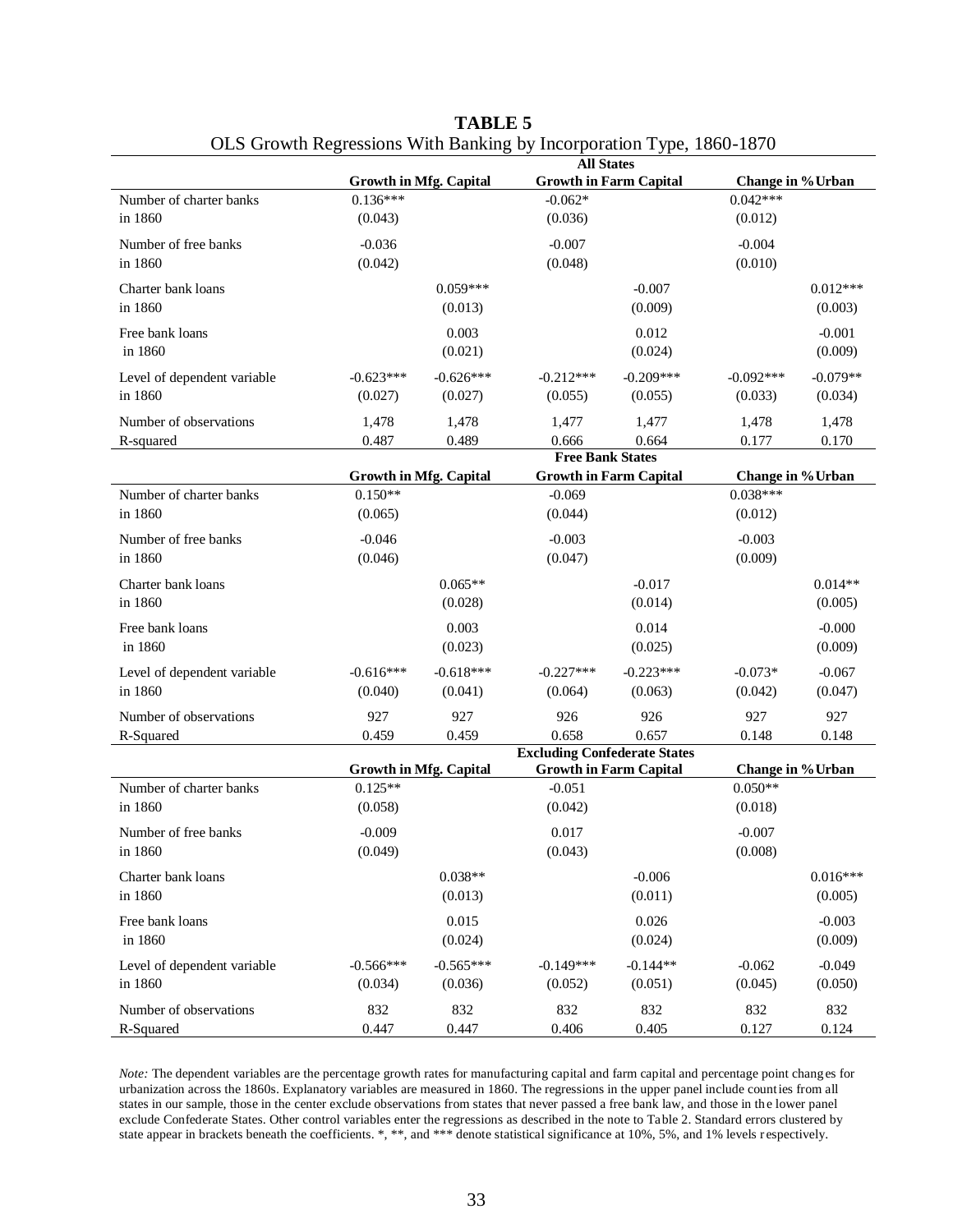**TABLE 5**

OLS Growth Regressions With Banking by Incorporation Type, 1860-1870

| | All States | | | | | |
|---|---|---|---|---|---|---|
| | Growth in Mfg. Capital | | Growth in Farm Capital | | Change in %Urban | |
| Number of charter banks in 1860 | 0.136*** (0.043) | | -0.062* (0.036) | | 0.042*** (0.012) | |
| Number of free banks in 1860 | -0.036 (0.042) | | -0.007 (0.048) | | -0.004 (0.010) | |
| Charter bank loans in 1860 | | 0.059*** (0.013) | | -0.007 (0.009) | | 0.012*** (0.003) |
| Free bank loans in 1860 | | 0.003 (0.021) | | 0.012 (0.024) | | -0.001 (0.009) |
| Level of dependent variable in 1860 | -0.623*** (0.027) | -0.626*** (0.027) | -0.212*** (0.055) | -0.209*** (0.055) | -0.092*** (0.033) | -0.079** (0.034) |
| Number of observations | 1,478 | 1,478 | 1,477 | 1,477 | 1,478 | 1,478 |
| R-squared | 0.487 | 0.489 | 0.666 | 0.664 | 0.177 | 0.170 |
| | **Free Bank States** | | | | | |
| | Growth in Mfg. Capital | | Growth in Farm Capital | | Change in %Urban | |
| Number of charter banks in 1860 | 0.150** (0.065) | | -0.069 (0.044) | | 0.038*** (0.012) | |
| Number of free banks in 1860 | -0.046 (0.046) | | -0.003 (0.047) | | -0.003 (0.009) | |
| Charter bank loans in 1860 | | 0.065** (0.028) | | -0.017 (0.014) | | 0.014** (0.005) |
| Free bank loans in 1860 | | 0.003 (0.023) | | 0.014 (0.025) | | -0.000 (0.009) |
| Level of dependent variable in 1860 | -0.616*** (0.040) | -0.618*** (0.041) | -0.227*** (0.064) | -0.223*** (0.063) | -0.073* (0.042) | -0.067 (0.047) |
| Number of observations | 927 | 927 | 926 | 926 | 927 | 927 |
| R-Squared | 0.459 | 0.459 | 0.658 | 0.657 | 0.148 | 0.148 |
| | **Excluding Confederate States** | | | | | |
| | Growth in Mfg. Capital | | Growth in Farm Capital | | Change in %Urban | |
| Number of charter banks in 1860 | 0.125** (0.058) | | -0.051 (0.042) | | 0.050** (0.018) | |
| Number of free banks in 1860 | -0.009 (0.049) | | 0.017 (0.043) | | -0.007 (0.008) | |
| Charter bank loans in 1860 | | 0.038** (0.013) | | -0.006 (0.011) | | 0.016*** (0.005) |
| Free bank loans in 1860 | | 0.015 (0.024) | | 0.026 (0.024) | | -0.003 (0.009) |
| Level of dependent variable in 1860 | -0.566*** (0.034) | -0.565*** (0.036) | -0.149*** (0.052) | -0.144** (0.051) | -0.062 (0.045) | -0.049 (0.050) |
| Number of observations | 832 | 832 | 832 | 832 | 832 | 832 |
| R-Squared | 0.447 | 0.447 | 0.406 | 0.405 | 0.127 | 0.124 |

*Note:* The dependent variables are the percentage growth rates for manufacturing capital and farm capital and percentage point changes for urbanization across the 1860s. Explanatory variables are measured in 1860. The regressions in the upper panel include counties from all states in our sample, those in the center exclude observations from states that never passed a free bank law, and those in the lower panel exclude Confederate States. Other control variables enter the regressions as described in the note to Table 2. Standard errors clustered by state appear in brackets beneath the coefficients. *, **, and *** denote statistical significance at 10%, 5%, and 1% levels respectively.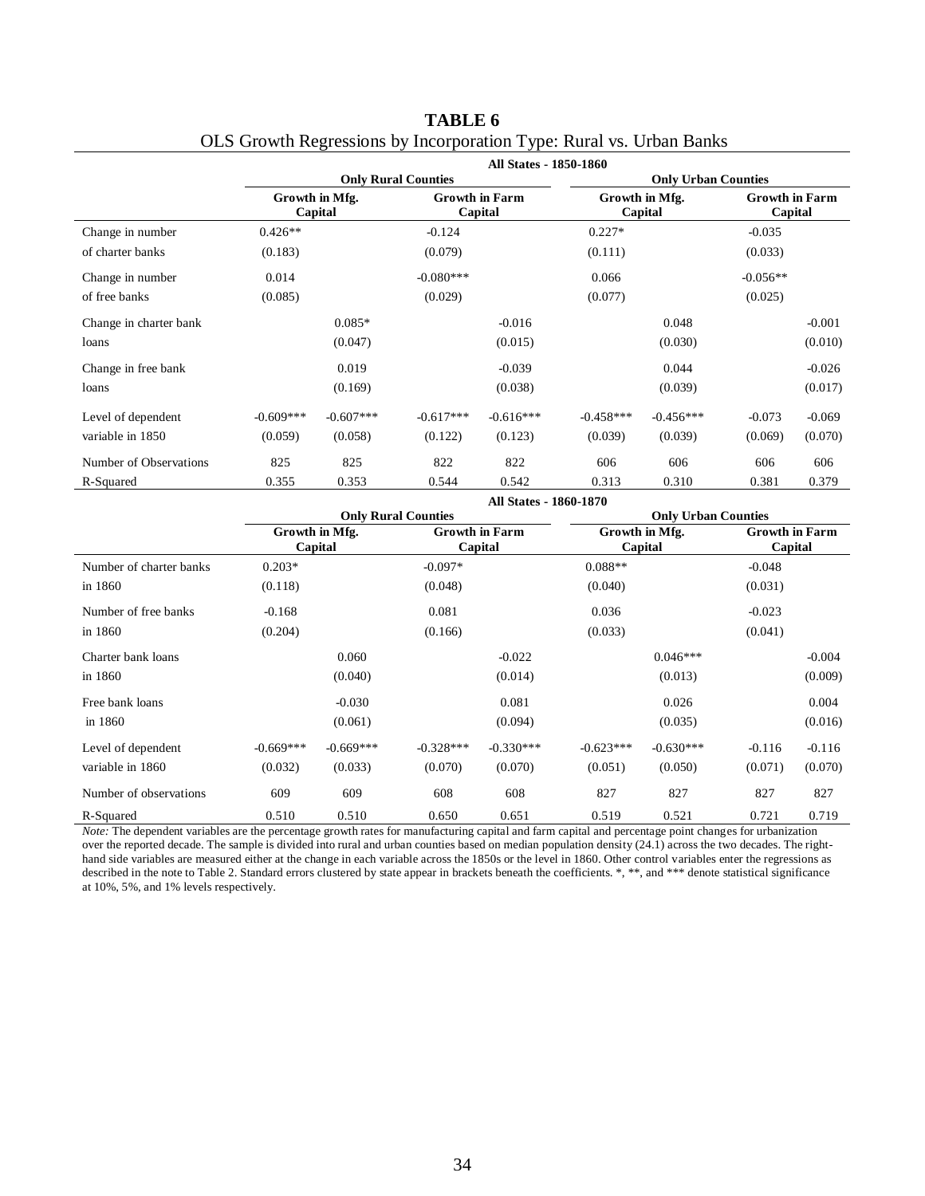**TABLE 6**

OLS Growth Regressions by Incorporation Type: Rural vs. Urban Banks

| | All States - 1850-1860 | | | | | | | |
|---|---|---|---|---|---|---|---|---|
| | Only Rural Counties | | | | Only Urban Counties | | | |
| | Growth in Mfg. Capital | | Growth in Farm Capital | | Growth in Mfg. Capital | | Growth in Farm Capital | |
| Change in number of charter banks | 0.426** (0.183) | | -0.124 (0.079) | | 0.227* (0.111) | | -0.035 (0.033) | |
| Change in number of free banks | 0.014 (0.085) | | -0.080*** (0.029) | | 0.066 (0.077) | | -0.056** (0.025) | |
| Change in charter bank loans | | 0.085* (0.047) | | -0.016 (0.015) | | 0.048 (0.030) | | -0.001 (0.010) |
| Change in free bank loans | | 0.019 (0.169) | | -0.039 (0.038) | | 0.044 (0.039) | | -0.026 (0.017) |
| Level of dependent variable in 1850 | -0.609*** (0.059) | -0.607*** (0.058) | -0.617*** (0.122) | -0.616*** (0.123) | -0.458*** (0.039) | -0.456*** (0.039) | -0.073 (0.069) | -0.069 (0.070) |
| Number of Observations | 825 | 825 | 822 | 822 | 606 | 606 | 606 | 606 |
| R-Squared | 0.355 | 0.353 | 0.544 | 0.542 | 0.313 | 0.310 | 0.381 | 0.379 |

| | All States - 1860-1870 | | | | | | | |
|---|---|---|---|---|---|---|---|---|
| | Only Rural Counties | | | | Only Urban Counties | | | |
| | Growth in Mfg. Capital | | Growth in Farm Capital | | Growth in Mfg. Capital | | Growth in Farm Capital | |
| Number of charter banks in 1860 | 0.203* (0.118) | | -0.097* (0.048) | | 0.088** (0.040) | | -0.048 (0.031) | |
| Number of free banks in 1860 | -0.168 (0.204) | | 0.081 (0.166) | | 0.036 (0.033) | | -0.023 (0.041) | |
| Charter bank loans in 1860 | | 0.060 (0.040) | | -0.022 (0.014) | | 0.046*** (0.013) | | -0.004 (0.009) |
| Free bank loans in 1860 | | -0.030 (0.061) | | 0.081 (0.094) | | 0.026 (0.035) | | 0.004 (0.016) |
| Level of dependent variable in 1860 | -0.669*** (0.032) | -0.669*** (0.033) | -0.328*** (0.070) | -0.330*** (0.070) | -0.623*** (0.051) | -0.630*** (0.050) | -0.116 (0.071) | -0.116 (0.070) |
| Number of observations | 609 | 609 | 608 | 608 | 827 | 827 | 827 | 827 |
| R-Squared | 0.510 | 0.510 | 0.650 | 0.651 | 0.519 | 0.521 | 0.721 | 0.719 |

*Note:* The dependent variables are the percentage growth rates for manufacturing capital and farm capital and percentage point changes for urbanization over the reported decade. The sample is divided into rural and urban counties based on median population density (24.1) across the two decades. The right-hand side variables are measured either at the change in each variable across the 1850s or the level in 1860. Other control variables enter the regressions as described in the note to Table 2. Standard errors clustered by state appear in brackets beneath the coefficients. *, **, and *** denote statistical significance at 10%, 5%, and 1% levels respectively.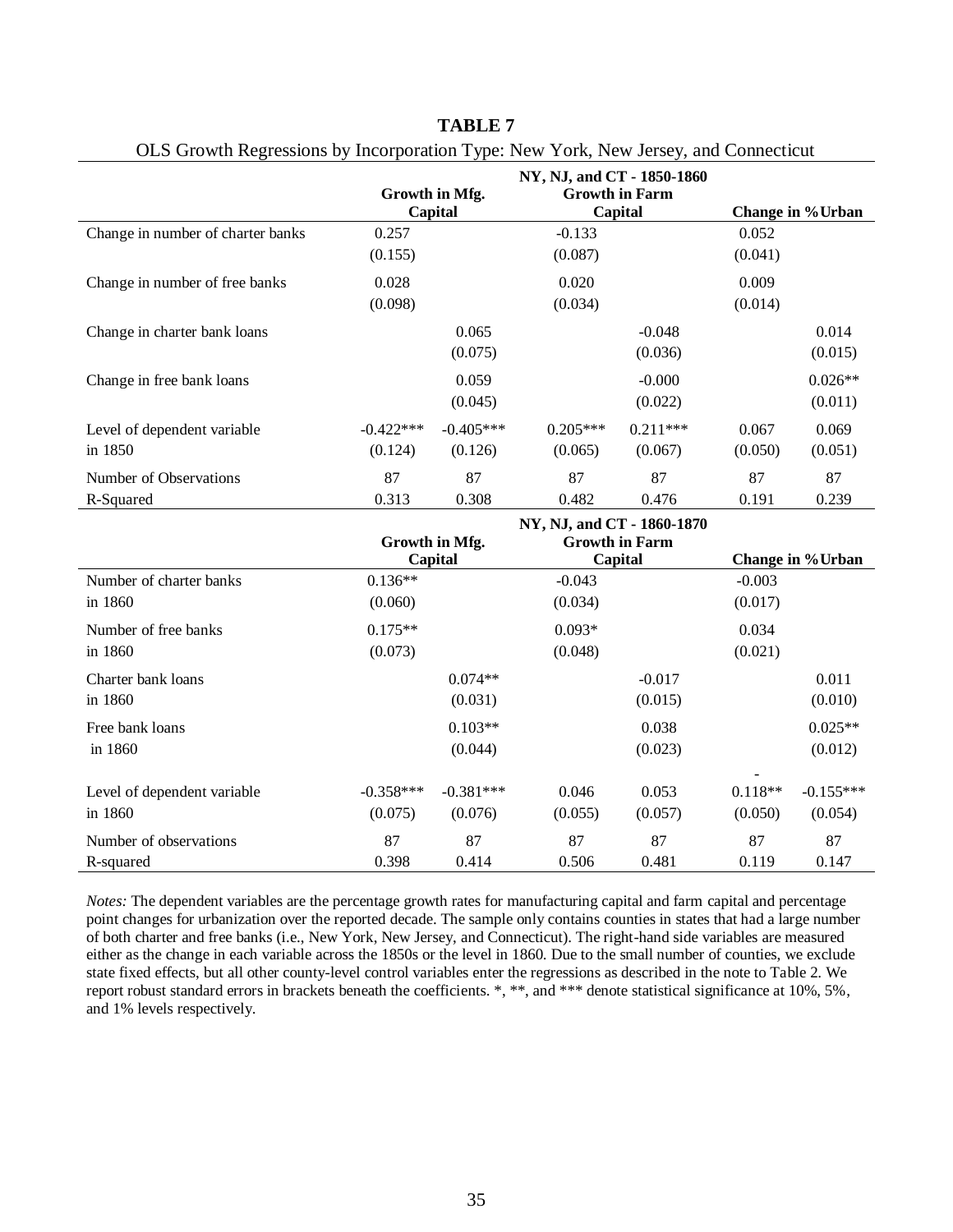**TABLE 7**

OLS Growth Regressions by Incorporation Type: New York, New Jersey, and Connecticut

| | NY, NJ, and CT - 1850-1860 | | | | | |
|---|---|---|---|---|---|---|
| | Growth in Mfg. Capital | | Growth in Farm Capital | | Change in %Urban | |
| Change in number of charter banks | 0.257 | | -0.133 | | 0.052 | |
| | (0.155) | | (0.087) | | (0.041) | |
| Change in number of free banks | 0.028 | | 0.020 | | 0.009 | |
| | (0.098) | | (0.034) | | (0.014) | |
| Change in charter bank loans | | 0.065 | | -0.048 | | 0.014 |
| | | (0.075) | | (0.036) | | (0.015) |
| Change in free bank loans | | 0.059 | | -0.000 | | 0.026** |
| | | (0.045) | | (0.022) | | (0.011) |
| Level of dependent variable in 1850 | -0.422*** | -0.405*** | 0.205*** | 0.211*** | 0.067 | 0.069 |
| | (0.124) | (0.126) | (0.065) | (0.067) | (0.050) | (0.051) |
| Number of Observations | 87 | 87 | 87 | 87 | 87 | 87 |
| R-Squared | 0.313 | 0.308 | 0.482 | 0.476 | 0.191 | 0.239 |
| | **NY, NJ, and CT - 1860-1870** | | | | | |
| | **Growth in Mfg. Capital** | | **Growth in Farm Capital** | | **Change in %Urban** | |
| Number of charter banks in 1860 | 0.136** | | -0.043 | | -0.003 | |
| | (0.060) | | (0.034) | | (0.017) | |
| Number of free banks in 1860 | 0.175** | | 0.093* | | 0.034 | |
| | (0.073) | | (0.048) | | (0.021) | |
| Charter bank loans in 1860 | | 0.074** | | -0.017 | | 0.011 |
| | | (0.031) | | (0.015) | | (0.010) |
| Free bank loans in 1860 | | 0.103** | | 0.038 | | 0.025** |
| | | (0.044) | | (0.023) | | (0.012) |
| Level of dependent variable in 1860 | -0.358*** | -0.381*** | 0.046 | 0.053 | -0.118** | -0.155*** |
| | (0.075) | (0.076) | (0.055) | (0.057) | (0.050) | (0.054) |
| Number of observations | 87 | 87 | 87 | 87 | 87 | 87 |
| R-squared | 0.398 | 0.414 | 0.506 | 0.481 | 0.119 | 0.147 |

*Notes:* The dependent variables are the percentage growth rates for manufacturing capital and farm capital and percentage point changes for urbanization over the reported decade. The sample only contains counties in states that had a large number of both charter and free banks (i.e., New York, New Jersey, and Connecticut). The right-hand side variables are measured either as the change in each variable across the 1850s or the level in 1860. Due to the small number of counties, we exclude state fixed effects, but all other county-level control variables enter the regressions as described in the note to Table 2. We report robust standard errors in brackets beneath the coefficients. *, **, and *** denote statistical significance at 10%, 5%, and 1% levels respectively.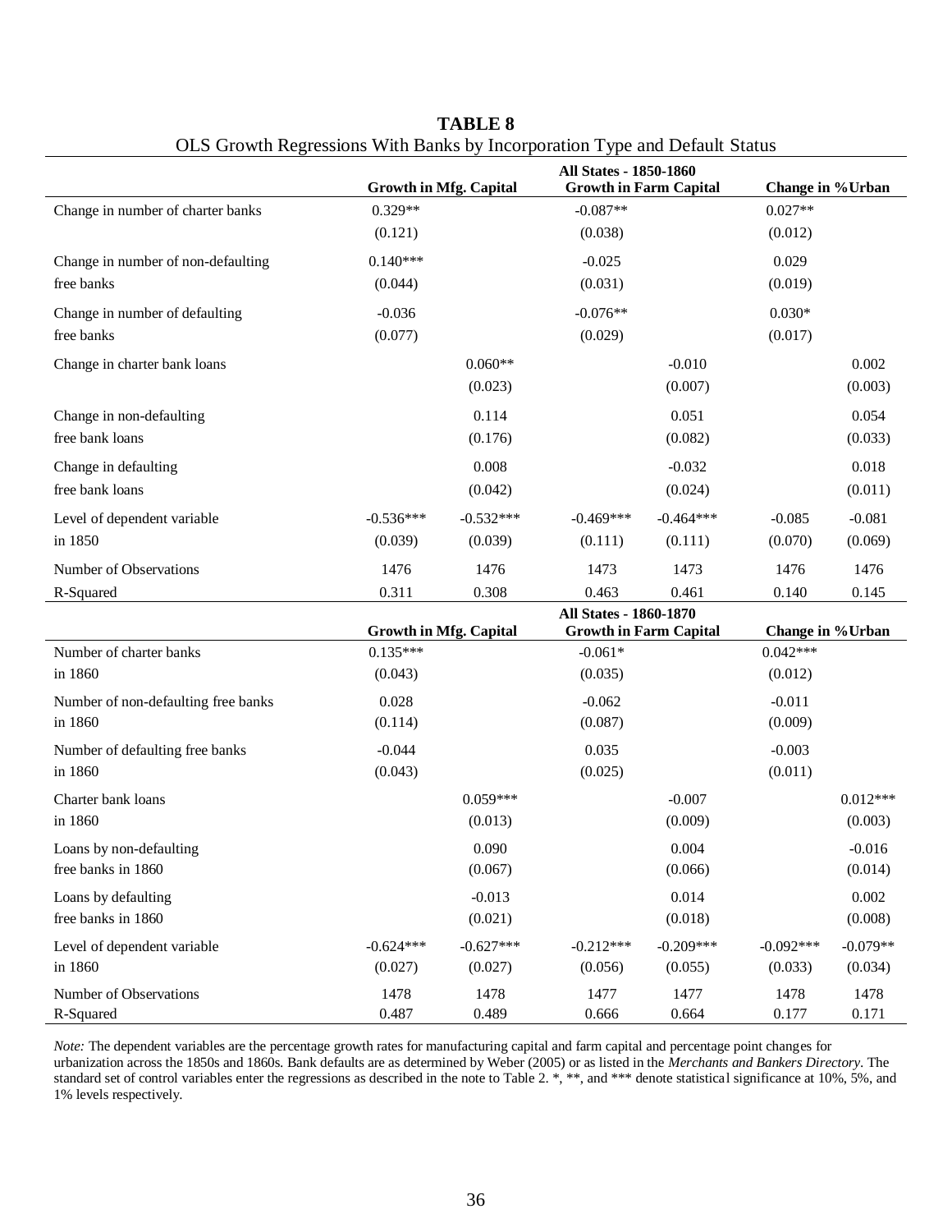**TABLE 8**

OLS Growth Regressions With Banks by Incorporation Type and Default Status

| | All States - 1850-1860 | | | | | |
|---|---|---|---|---|---|---|
| | Growth in Mfg. Capital | | Growth in Farm Capital | | Change in %Urban | |
| Change in number of charter banks | 0.329** | | -0.087** | | 0.027** | |
| | (0.121) | | (0.038) | | (0.012) | |
| Change in number of non-defaulting free banks | 0.140*** | | -0.025 | | 0.029 | |
| | (0.044) | | (0.031) | | (0.019) | |
| Change in number of defaulting free banks | -0.036 | | -0.076** | | 0.030* | |
| | (0.077) | | (0.029) | | (0.017) | |
| Change in charter bank loans | | 0.060** | | -0.010 | | 0.002 |
| | | (0.023) | | (0.007) | | (0.003) |
| Change in non-defaulting free bank loans | | 0.114 | | 0.051 | | 0.054 |
| | | (0.176) | | (0.082) | | (0.033) |
| Change in defaulting free bank loans | | 0.008 | | -0.032 | | 0.018 |
| | | (0.042) | | (0.024) | | (0.011) |
| Level of dependent variable in 1850 | -0.536*** | -0.532*** | -0.469*** | -0.464*** | -0.085 | -0.081 |
| | (0.039) | (0.039) | (0.111) | (0.111) | (0.070) | (0.069) |
| Number of Observations | 1476 | 1476 | 1473 | 1473 | 1476 | 1476 |
| R-Squared | 0.311 | 0.308 | 0.463 | 0.461 | 0.140 | 0.145 |
| | **All States - 1860-1870** | | | | | |
| | **Growth in Mfg. Capital** | | **Growth in Farm Capital** | | **Change in %Urban** | |
| Number of charter banks in 1860 | 0.135*** | | -0.061* | | 0.042*** | |
| | (0.043) | | (0.035) | | (0.012) | |
| Number of non-defaulting free banks in 1860 | 0.028 | | -0.062 | | -0.011 | |
| | (0.114) | | (0.087) | | (0.009) | |
| Number of defaulting free banks in 1860 | -0.044 | | 0.035 | | -0.003 | |
| | (0.043) | | (0.025) | | (0.011) | |
| Charter bank loans in 1860 | | 0.059*** | | -0.007 | | 0.012*** |
| | | (0.013) | | (0.009) | | (0.003) |
| Loans by non-defaulting free banks in 1860 | | 0.090 | | 0.004 | | -0.016 |
| | | (0.067) | | (0.066) | | (0.014) |
| Loans by defaulting free banks in 1860 | | -0.013 | | 0.014 | | 0.002 |
| | | (0.021) | | (0.018) | | (0.008) |
| Level of dependent variable in 1860 | -0.624*** | -0.627*** | -0.212*** | -0.209*** | -0.092*** | -0.079** |
| | (0.027) | (0.027) | (0.056) | (0.055) | (0.033) | (0.034) |
| Number of Observations | 1478 | 1478 | 1477 | 1477 | 1478 | 1478 |
| R-Squared | 0.487 | 0.489 | 0.666 | 0.664 | 0.177 | 0.171 |

*Note:* The dependent variables are the percentage growth rates for manufacturing capital and farm capital and percentage point changes for urbanization across the 1850s and 1860s. Bank defaults are as determined by Weber (2005) or as listed in the *Merchants and Bankers Directory*. The standard set of control variables enter the regressions as described in the note to Table 2. *, **, and *** denote statistical significance at 10%, 5%, and 1% levels respectively.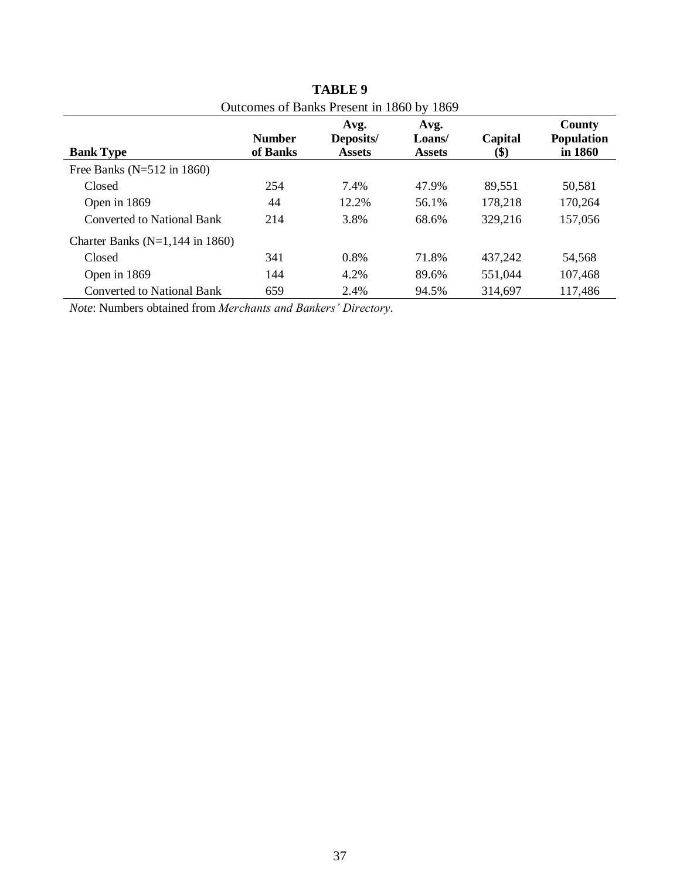**TABLE 9**

Outcomes of Banks Present in 1860 by 1869

| Bank Type | Number of Banks | Avg. Deposits/ Assets | Avg. Loans/ Assets | Capital ($) | County Population in 1860 |
|---|---|---|---|---|---|
| Free Banks (N=512 in 1860) | | | | | |
| Closed | 254 | 7.4% | 47.9% | 89,551 | 50,581 |
| Open in 1869 | 44 | 12.2% | 56.1% | 178,218 | 170,264 |
| Converted to National Bank | 214 | 3.8% | 68.6% | 329,216 | 157,056 |
| Charter Banks (N=1,144 in 1860) | | | | | |
| Closed | 341 | 0.8% | 71.8% | 437,242 | 54,568 |
| Open in 1869 | 144 | 4.2% | 89.6% | 551,044 | 107,468 |
| Converted to National Bank | 659 | 2.4% | 94.5% | 314,697 | 117,486 |

*Note*: Numbers obtained from *Merchants and Bankers' Directory*.